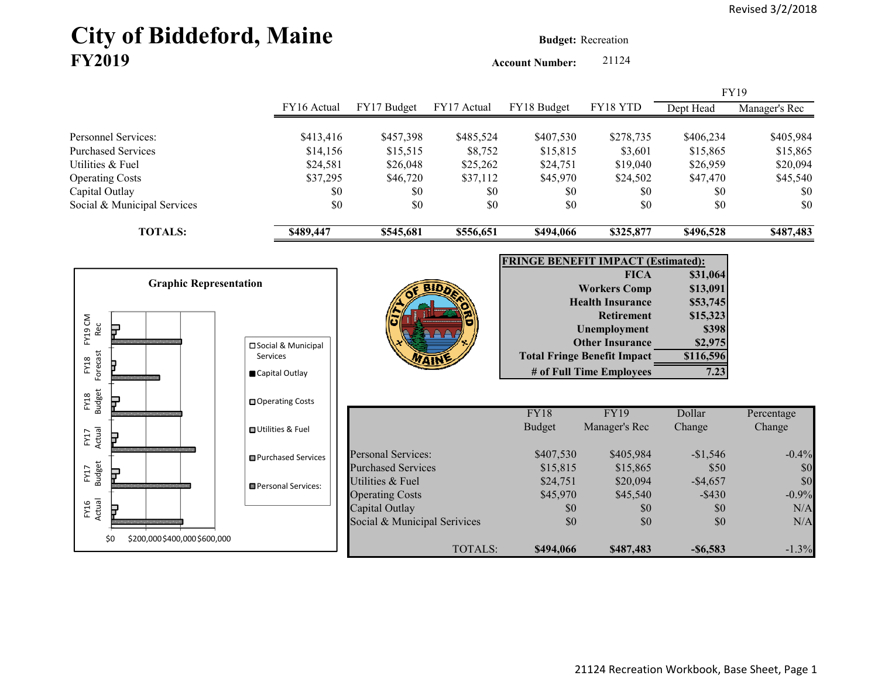Revised 3/2/2018

# City of Biddeford, Maine
## FY2019

**Budget:** Recreation

**Account Number:** 21124

| | FY16 Actual | FY17 Budget | FY17 Actual | FY18 Budget | FY18 YTD | FY19 Dept Head | FY19 Manager's Rec |
|---|---|---|---|---|---|---|---|
| Personnel Services: | $413,416 | $457,398 | $485,524 | $407,530 | $278,735 | $406,234 | $405,984 |
| Purchased Services | $14,156 | $15,515 | $8,752 | $15,815 | $3,601 | $15,865 | $15,865 |
| Utilities & Fuel | $24,581 | $26,048 | $25,262 | $24,751 | $19,040 | $26,959 | $20,094 |
| Operating Costs | $37,295 | $46,720 | $37,112 | $45,970 | $24,502 | $47,470 | $45,540 |
| Capital Outlay | $0 | $0 | $0 | $0 | $0 | $0 | $0 |
| Social & Municipal Services | $0 | $0 | $0 | $0 | $0 | $0 | $0 |
| **TOTALS:** | **$489,447** | **$545,681** | **$556,651** | **$494,066** | **$325,877** | **$496,528** | **$487,483** |

**Graphic Representation**

| **FRINGE BENEFIT IMPACT (Estimated):** | |
|---|---|
| **FICA** | **$31,064** |
| **Workers Comp** | **$13,091** |
| **Health Insurance** | **$53,745** |
| **Retirement** | **$15,323** |
| **Unemployment** | **$398** |
| **Other Insurance** | **$2,975** |
| **Total Fringe Benefit Impact** | **$116,596** |
| **# of Full Time Employees** | **7.23** |

| | FY18 Budget | FY19 Manager's Rec | Dollar Change | Percentage Change |
|---|---|---|---|---|
| Personal Services: | $407,530 | $405,984 | -$1,546 | -0.4% |
| Purchased Services | $15,815 | $15,865 | $50 | $0 |
| Utilities & Fuel | $24,751 | $20,094 | -$4,657 | $0 |
| Operating Costs | $45,970 | $45,540 | -$430 | -0.9% |
| Capital Outlay | $0 | $0 | $0 | N/A |
| Social & Municipal Services | $0 | $0 | $0 | N/A |
| TOTALS: | **$494,066** | **$487,483** | **-$6,583** | -1.3% |

21124 Recreation Workbook, Base Sheet, Page 1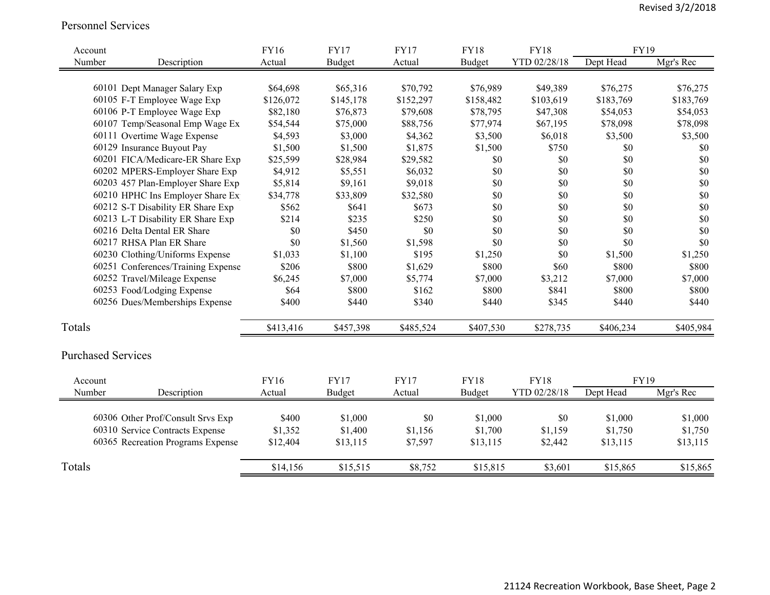## Personnel Services

| Account Number | Description | FY16 Actual | FY17 Budget | FY17 Actual | FY18 Budget | FY18 YTD 02/28/18 | FY19 Dept Head | FY19 Mgr's Rec |
|---|---|---|---|---|---|---|---|---|
| 60101 | Dept Manager Salary Exp | $64,698 | $65,316 | $70,792 | $76,989 | $49,389 | $76,275 | $76,275 |
| 60105 | F-T Employee Wage Exp | $126,072 | $145,178 | $152,297 | $158,482 | $103,619 | $183,769 | $183,769 |
| 60106 | P-T Employee Wage Exp | $82,180 | $76,873 | $79,608 | $78,795 | $47,308 | $54,053 | $54,053 |
| 60107 | Temp/Seasonal Emp Wage Ex | $54,544 | $75,000 | $88,756 | $77,974 | $67,195 | $78,098 | $78,098 |
| 60111 | Overtime Wage Expense | $4,593 | $3,000 | $4,362 | $3,500 | $6,018 | $3,500 | $3,500 |
| 60129 | Insurance Buyout Pay | $1,500 | $1,500 | $1,875 | $1,500 | $750 | $0 | $0 |
| 60201 | FICA/Medicare-ER Share Exp | $25,599 | $28,984 | $29,582 | $0 | $0 | $0 | $0 |
| 60202 | MPERS-Employer Share Exp | $4,912 | $5,551 | $6,032 | $0 | $0 | $0 | $0 |
| 60203 | 457 Plan-Employer Share Exp | $5,814 | $9,161 | $9,018 | $0 | $0 | $0 | $0 |
| 60210 | HPHC Ins Employer Share Ex | $34,778 | $33,809 | $32,580 | $0 | $0 | $0 | $0 |
| 60212 | S-T Disability ER Share Exp | $562 | $641 | $673 | $0 | $0 | $0 | $0 |
| 60213 | L-T Disability ER Share Exp | $214 | $235 | $250 | $0 | $0 | $0 | $0 |
| 60216 | Delta Dental ER Share | $0 | $450 | $0 | $0 | $0 | $0 | $0 |
| 60217 | RHSA Plan ER Share | $0 | $1,560 | $1,598 | $0 | $0 | $0 | $0 |
| 60230 | Clothing/Uniforms Expense | $1,033 | $1,100 | $195 | $1,250 | $0 | $1,500 | $1,250 |
| 60251 | Conferences/Training Expense | $206 | $800 | $1,629 | $800 | $60 | $800 | $800 |
| 60252 | Travel/Mileage Expense | $6,245 | $7,000 | $5,774 | $7,000 | $3,212 | $7,000 | $7,000 |
| 60253 | Food/Lodging Expense | $64 | $800 | $162 | $800 | $841 | $800 | $800 |
| 60256 | Dues/Memberships Expense | $400 | $440 | $340 | $440 | $345 | $440 | $440 |
| **Totals** | | $413,416 | $457,398 | $485,524 | $407,530 | $278,735 | $406,234 | $405,984 |

## Purchased Services

| Account Number | Description | FY16 Actual | FY17 Budget | FY17 Actual | FY18 Budget | FY18 YTD 02/28/18 | FY19 Dept Head | FY19 Mgr's Rec |
|---|---|---|---|---|---|---|---|---|
| 60306 | Other Prof/Consult Srvs Exp | $400 | $1,000 | $0 | $1,000 | $0 | $1,000 | $1,000 |
| 60310 | Service Contracts Expense | $1,352 | $1,400 | $1,156 | $1,700 | $1,159 | $1,750 | $1,750 |
| 60365 | Recreation Programs Expense | $12,404 | $13,115 | $7,597 | $13,115 | $2,442 | $13,115 | $13,115 |
| **Totals** | | $14,156 | $15,515 | $8,752 | $15,815 | $3,601 | $15,865 | $15,865 |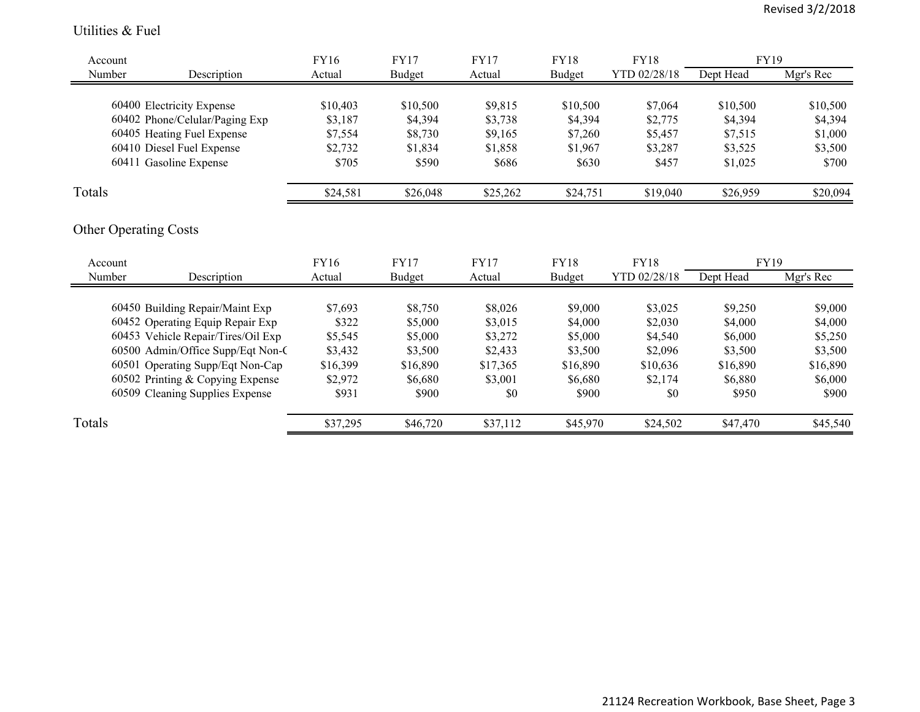## Utilities & Fuel

| Account Number | Description | FY16 Actual | FY17 Budget | FY17 Actual | FY18 Budget | FY18 YTD 02/28/18 | FY19 Dept Head | FY19 Mgr's Rec |
|---|---|---|---|---|---|---|---|---|
| 60400 | Electricity Expense | $10,403 | $10,500 | $9,815 | $10,500 | $7,064 | $10,500 | $10,500 |
| 60402 | Phone/Celular/Paging Exp | $3,187 | $4,394 | $3,738 | $4,394 | $2,775 | $4,394 | $4,394 |
| 60405 | Heating Fuel Expense | $7,554 | $8,730 | $9,165 | $7,260 | $5,457 | $7,515 | $1,000 |
| 60410 | Diesel Fuel Expense | $2,732 | $1,834 | $1,858 | $1,967 | $3,287 | $3,525 | $3,500 |
| 60411 | Gasoline Expense | $705 | $590 | $686 | $630 | $457 | $1,025 | $700 |
| Totals | | $24,581 | $26,048 | $25,262 | $24,751 | $19,040 | $26,959 | $20,094 |

## Other Operating Costs

| Account Number | Description | FY16 Actual | FY17 Budget | FY17 Actual | FY18 Budget | FY18 YTD 02/28/18 | FY19 Dept Head | FY19 Mgr's Rec |
|---|---|---|---|---|---|---|---|---|
| 60450 | Building Repair/Maint Exp | $7,693 | $8,750 | $8,026 | $9,000 | $3,025 | $9,250 | $9,000 |
| 60452 | Operating Equip Repair Exp | $322 | $5,000 | $3,015 | $4,000 | $2,030 | $4,000 | $4,000 |
| 60453 | Vehicle Repair/Tires/Oil Exp | $5,545 | $5,000 | $3,272 | $5,000 | $4,540 | $6,000 | $5,250 |
| 60500 | Admin/Office Supp/Eqt Non-C | $3,432 | $3,500 | $2,433 | $3,500 | $2,096 | $3,500 | $3,500 |
| 60501 | Operating Supp/Eqt Non-Cap | $16,399 | $16,890 | $17,365 | $16,890 | $10,636 | $16,890 | $16,890 |
| 60502 | Printing & Copying Expense | $2,972 | $6,680 | $3,001 | $6,680 | $2,174 | $6,880 | $6,000 |
| 60509 | Cleaning Supplies Expense | $931 | $900 | $0 | $900 | $0 | $950 | $900 |
| Totals | | $37,295 | $46,720 | $37,112 | $45,970 | $24,502 | $47,470 | $45,540 |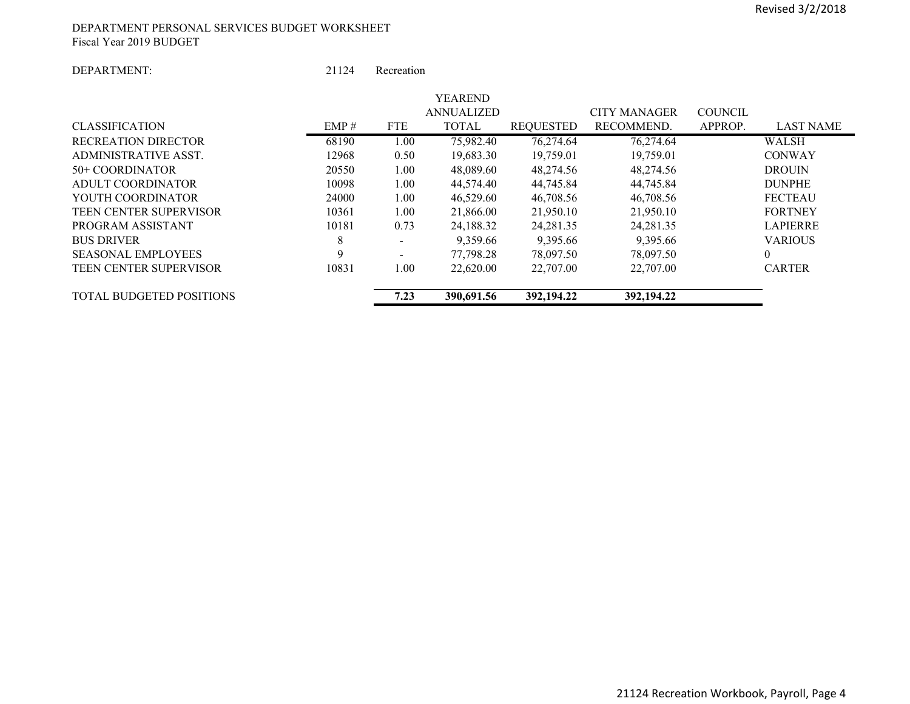DEPARTMENT PERSONAL SERVICES BUDGET WORKSHEET
Fiscal Year 2019 BUDGET

DEPARTMENT: 21124 Recreation

| CLASSIFICATION | EMP # | FTE | YEAREND ANNUALIZED TOTAL | REQUESTED | CITY MANAGER RECOMMEND. | COUNCIL APPROP. | LAST NAME |
|---|---|---|---|---|---|---|---|
| RECREATION DIRECTOR | 68190 | 1.00 | 75,982.40 | 76,274.64 | 76,274.64 | | WALSH |
| ADMINISTRATIVE ASST. | 12968 | 0.50 | 19,683.30 | 19,759.01 | 19,759.01 | | CONWAY |
| 50+ COORDINATOR | 20550 | 1.00 | 48,089.60 | 48,274.56 | 48,274.56 | | DROUIN |
| ADULT COORDINATOR | 10098 | 1.00 | 44,574.40 | 44,745.84 | 44,745.84 | | DUNPHE |
| YOUTH COORDINATOR | 24000 | 1.00 | 46,529.60 | 46,708.56 | 46,708.56 | | FECTEAU |
| TEEN CENTER SUPERVISOR | 10361 | 1.00 | 21,866.00 | 21,950.10 | 21,950.10 | | FORTNEY |
| PROGRAM ASSISTANT | 10181 | 0.73 | 24,188.32 | 24,281.35 | 24,281.35 | | LAPIERRE |
| BUS DRIVER | 8 | - | 9,359.66 | 9,395.66 | 9,395.66 | | VARIOUS |
| SEASONAL EMPLOYEES | 9 | - | 77,798.28 | 78,097.50 | 78,097.50 | | 0 |
| TEEN CENTER SUPERVISOR | 10831 | 1.00 | 22,620.00 | 22,707.00 | 22,707.00 | | CARTER |
| **TOTAL BUDGETED POSITIONS** | | **7.23** | **390,691.56** | **392,194.22** | **392,194.22** | | |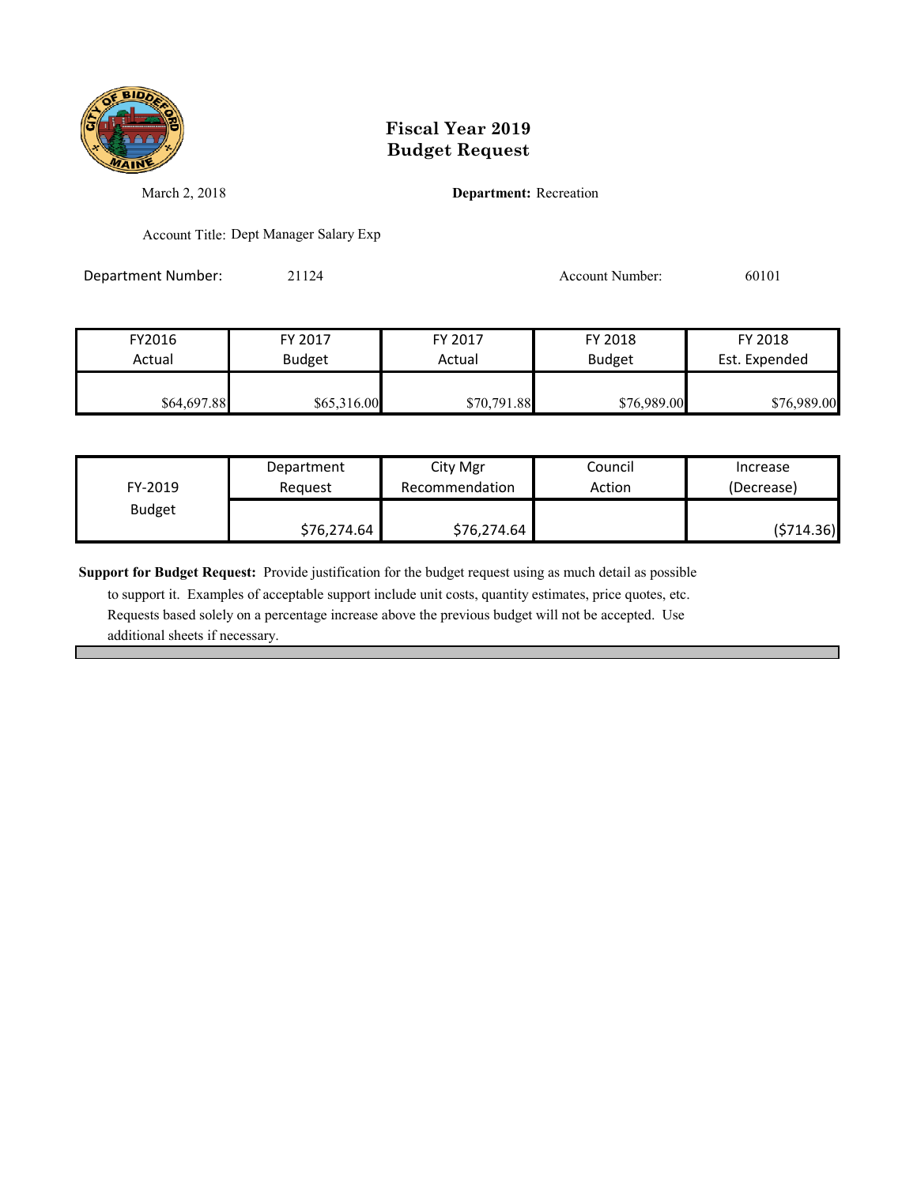# Fiscal Year 2019
# Budget Request

March 2, 2018

**Department:** Recreation

Account Title: Dept Manager Salary Exp

Department Number: 21124

Account Number: 60101

| FY2016 Actual | FY 2017 Budget | FY 2017 Actual | FY 2018 Budget | FY 2018 Est. Expended |
|---|---|---|---|---|
| $64,697.88 | $65,316.00 | $70,791.88 | $76,989.00 | $76,989.00 |

| FY-2019 Budget | Department Request | City Mgr Recommendation | Council Action | Increase (Decrease) |
|---|---|---|---|---|
| | $76,274.64 | $76,274.64 | | ($714.36) |

**Support for Budget Request:** Provide justification for the budget request using as much detail as possible to support it. Examples of acceptable support include unit costs, quantity estimates, price quotes, etc. Requests based solely on a percentage increase above the previous budget will not be accepted. Use additional sheets if necessary.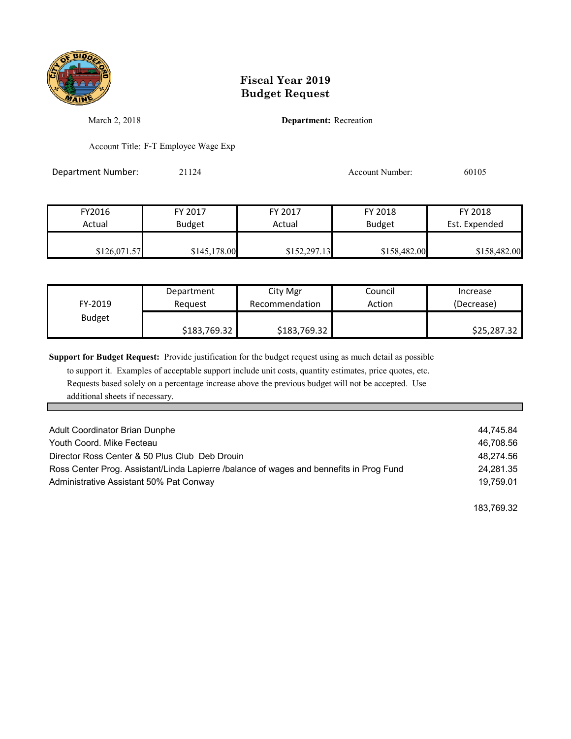# Fiscal Year 2019
# Budget Request

March 2, 2018

**Department:** Recreation

Account Title: F-T Employee Wage Exp

Department Number: 21124

Account Number: 60105

| FY2016 Actual | FY 2017 Budget | FY 2017 Actual | FY 2018 Budget | FY 2018 Est. Expended |
|---|---|---|---|---|
| $126,071.57 | $145,178.00 | $152,297.13 | $158,482.00 | $158,482.00 |

| FY-2019 Budget | Department Request | City Mgr Recommendation | Council Action | Increase (Decrease) |
|---|---|---|---|---|
| | $183,769.32 | $183,769.32 | | $25,287.32 |

**Support for Budget Request:** Provide justification for the budget request using as much detail as possible to support it. Examples of acceptable support include unit costs, quantity estimates, price quotes, etc. Requests based solely on a percentage increase above the previous budget will not be accepted. Use additional sheets if necessary.

| | |
|---|---|
| Adult Coordinator Brian Dunphe | 44,745.84 |
| Youth Coord. Mike Fecteau | 46,708.56 |
| Director Ross Center & 50 Plus Club Deb Drouin | 48,274.56 |
| Ross Center Prog. Assistant/Linda Lapierre /balance of wages and bennefits in Prog Fund | 24,281.35 |
| Administrative Assistant 50% Pat Conway | 19,759.01 |
| | 183,769.32 |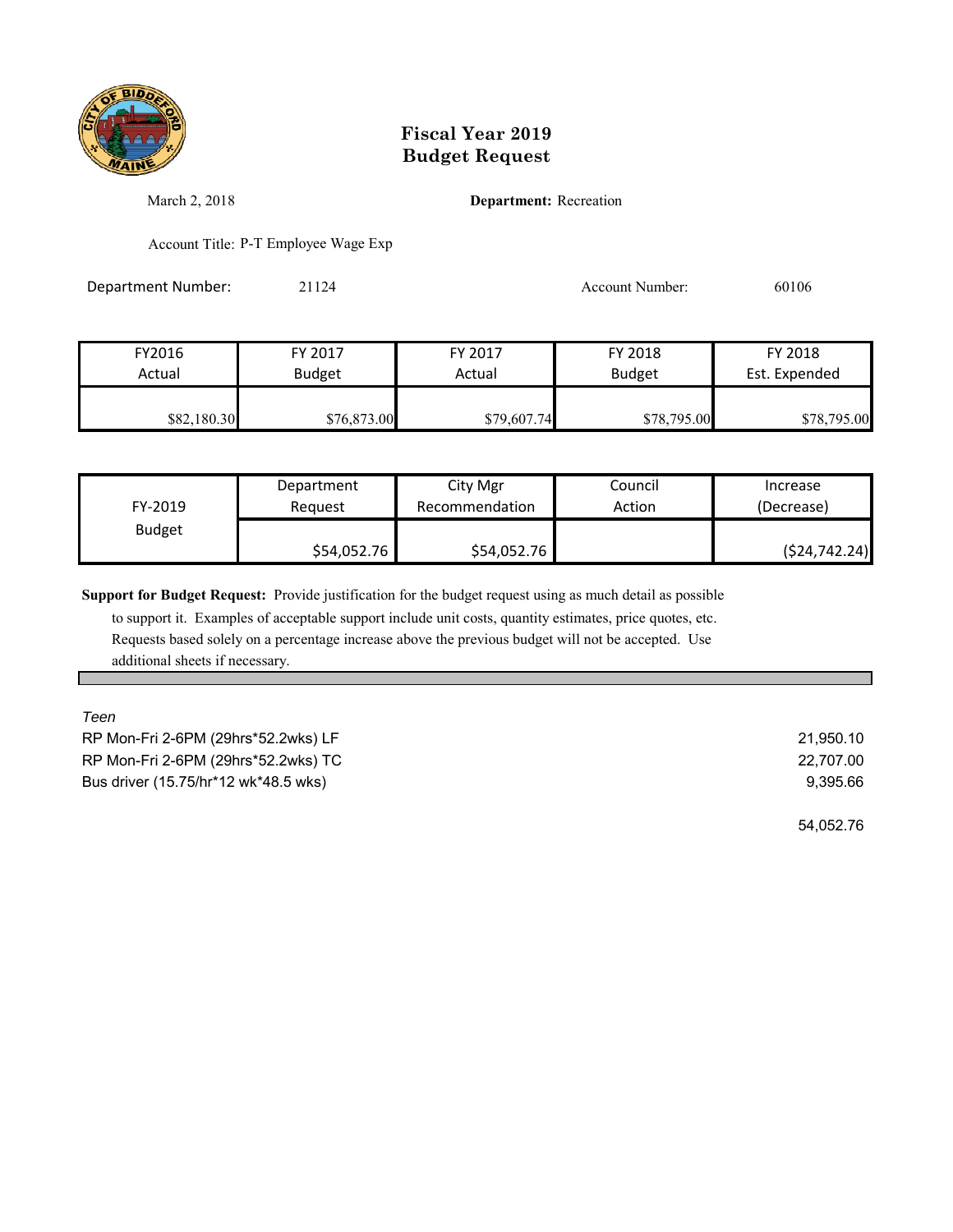# Fiscal Year 2019
# Budget Request

March 2, 2018

**Department:** Recreation

Account Title: P-T Employee Wage Exp

Department Number: 21124

Account Number: 60106

| FY2016 Actual | FY 2017 Budget | FY 2017 Actual | FY 2018 Budget | FY 2018 Est. Expended |
|---|---|---|---|---|
| $82,180.30 | $76,873.00 | $79,607.74 | $78,795.00 | $78,795.00 |

| FY-2019 Budget | Department Request | City Mgr Recommendation | Council Action | Increase (Decrease) |
|---|---|---|---|---|
| | $54,052.76 | $54,052.76 | | ($24,742.24) |

**Support for Budget Request:** Provide justification for the budget request using as much detail as possible to support it. Examples of acceptable support include unit costs, quantity estimates, price quotes, etc. Requests based solely on a percentage increase above the previous budget will not be accepted. Use additional sheets if necessary.

*Teen*

| | |
|---|---|
| RP Mon-Fri 2-6PM (29hrs*52.2wks) LF | 21,950.10 |
| RP Mon-Fri 2-6PM (29hrs*52.2wks) TC | 22,707.00 |
| Bus driver (15.75/hr*12 wk*48.5 wks) | 9,395.66 |
| | 54,052.76 |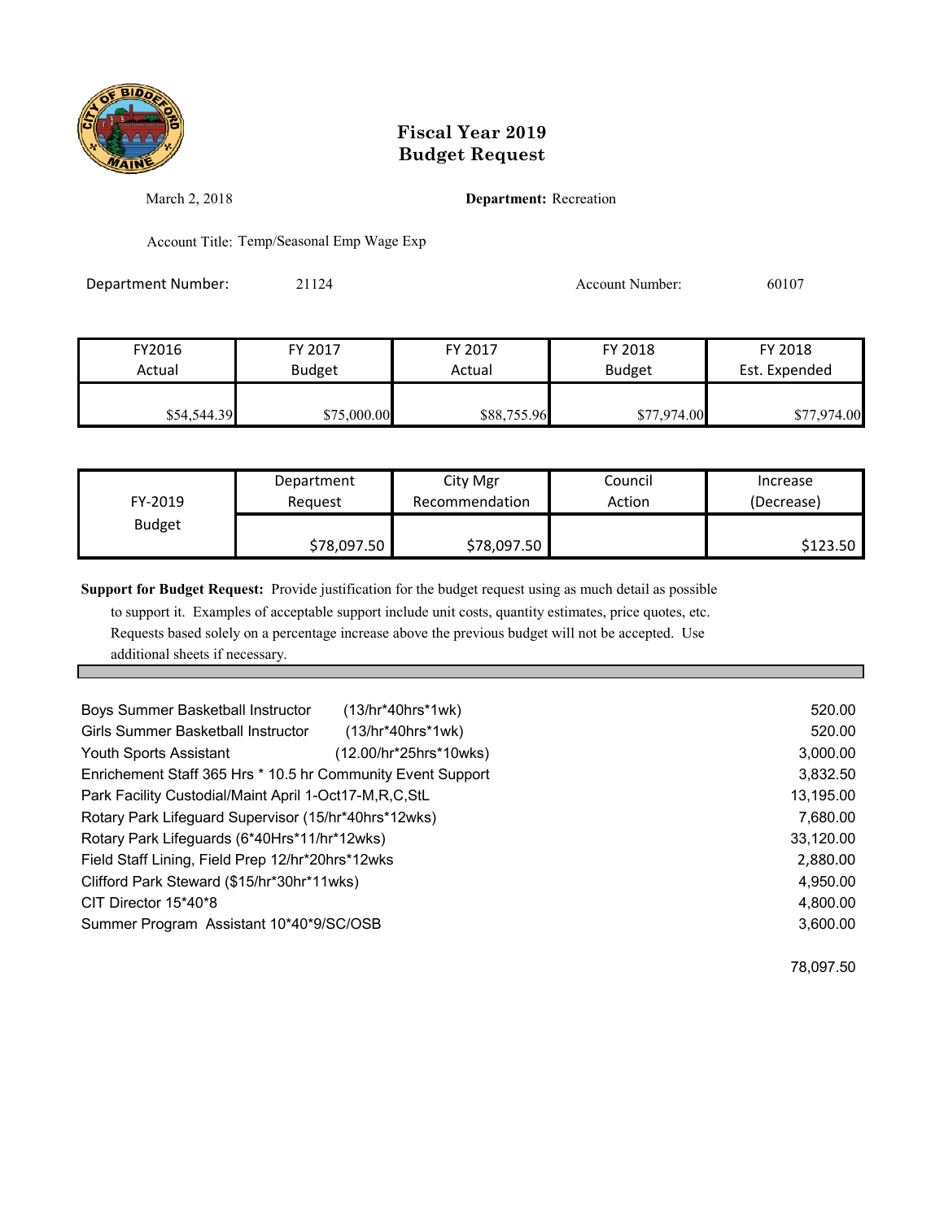# Fiscal Year 2019
# Budget Request

March 2, 2018

**Department:** Recreation

Account Title: Temp/Seasonal Emp Wage Exp

Department Number: 21124

Account Number: 60107

| FY2016 Actual | FY 2017 Budget | FY 2017 Actual | FY 2018 Budget | FY 2018 Est. Expended |
|---|---|---|---|---|
| $54,544.39 | $75,000.00 | $88,755.96 | $77,974.00 | $77,974.00 |

| FY-2019 Budget | Department Request | City Mgr Recommendation | Council Action | Increase (Decrease) |
|---|---|---|---|---|
| | $78,097.50 | $78,097.50 | | $123.50 |

**Support for Budget Request:** Provide justification for the budget request using as much detail as possible to support it. Examples of acceptable support include unit costs, quantity estimates, price quotes, etc. Requests based solely on a percentage increase above the previous budget will not be accepted. Use additional sheets if necessary.

| Item | Amount |
|---|---|
| Boys Summer Basketball Instructor (13/hr*40hrs*1wk) | 520.00 |
| Girls Summer Basketball Instructor (13/hr*40hrs*1wk) | 520.00 |
| Youth Sports Assistant (12.00/hr*25hrs*10wks) | 3,000.00 |
| Enrichement Staff 365 Hrs * 10.5 hr Community Event Support | 3,832.50 |
| Park Facility Custodial/Maint April 1-Oct17-M,R,C,StL | 13,195.00 |
| Rotary Park Lifeguard Supervisor (15/hr*40hrs*12wks) | 7,680.00 |
| Rotary Park Lifeguards (6*40Hrs*11/hr*12wks) | 33,120.00 |
| Field Staff Lining, Field Prep 12/hr*20hrs*12wks | 2,880.00 |
| Clifford Park Steward ($15/hr*30hr*11wks) | 4,950.00 |
| CIT Director 15*40*8 | 4,800.00 |
| Summer Program Assistant 10*40*9/SC/OSB | 3,600.00 |
| | 78,097.50 |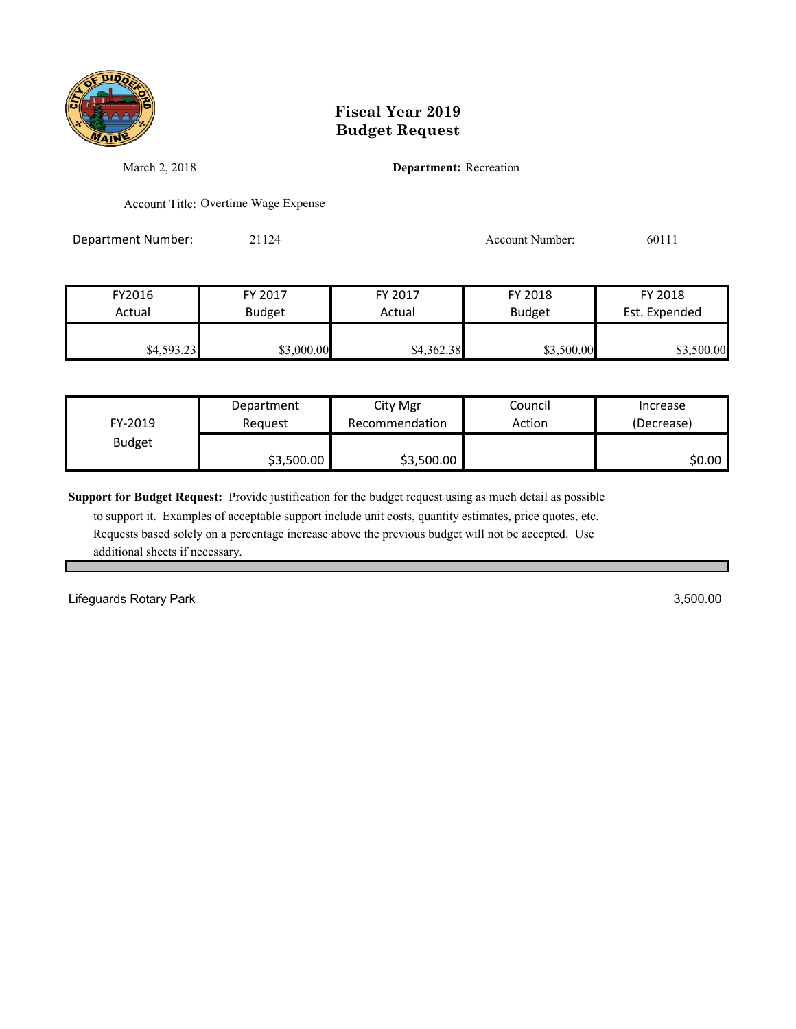# Fiscal Year 2019
# Budget Request

March 2, 2018

**Department:** Recreation

Account Title: Overtime Wage Expense

Department Number: 21124

Account Number: 60111

| FY2016 Actual | FY 2017 Budget | FY 2017 Actual | FY 2018 Budget | FY 2018 Est. Expended |
|---|---|---|---|---|
| $4,593.23 | $3,000.00 | $4,362.38 | $3,500.00 | $3,500.00 |

| FY-2019 Budget | Department Request | City Mgr Recommendation | Council Action | Increase (Decrease) |
|---|---|---|---|---|
| | $3,500.00 | $3,500.00 | | $0.00 |

**Support for Budget Request:** Provide justification for the budget request using as much detail as possible to support it. Examples of acceptable support include unit costs, quantity estimates, price quotes, etc. Requests based solely on a percentage increase above the previous budget will not be accepted. Use additional sheets if necessary.

| | |
|---|---|
| Lifeguards Rotary Park | 3,500.00 |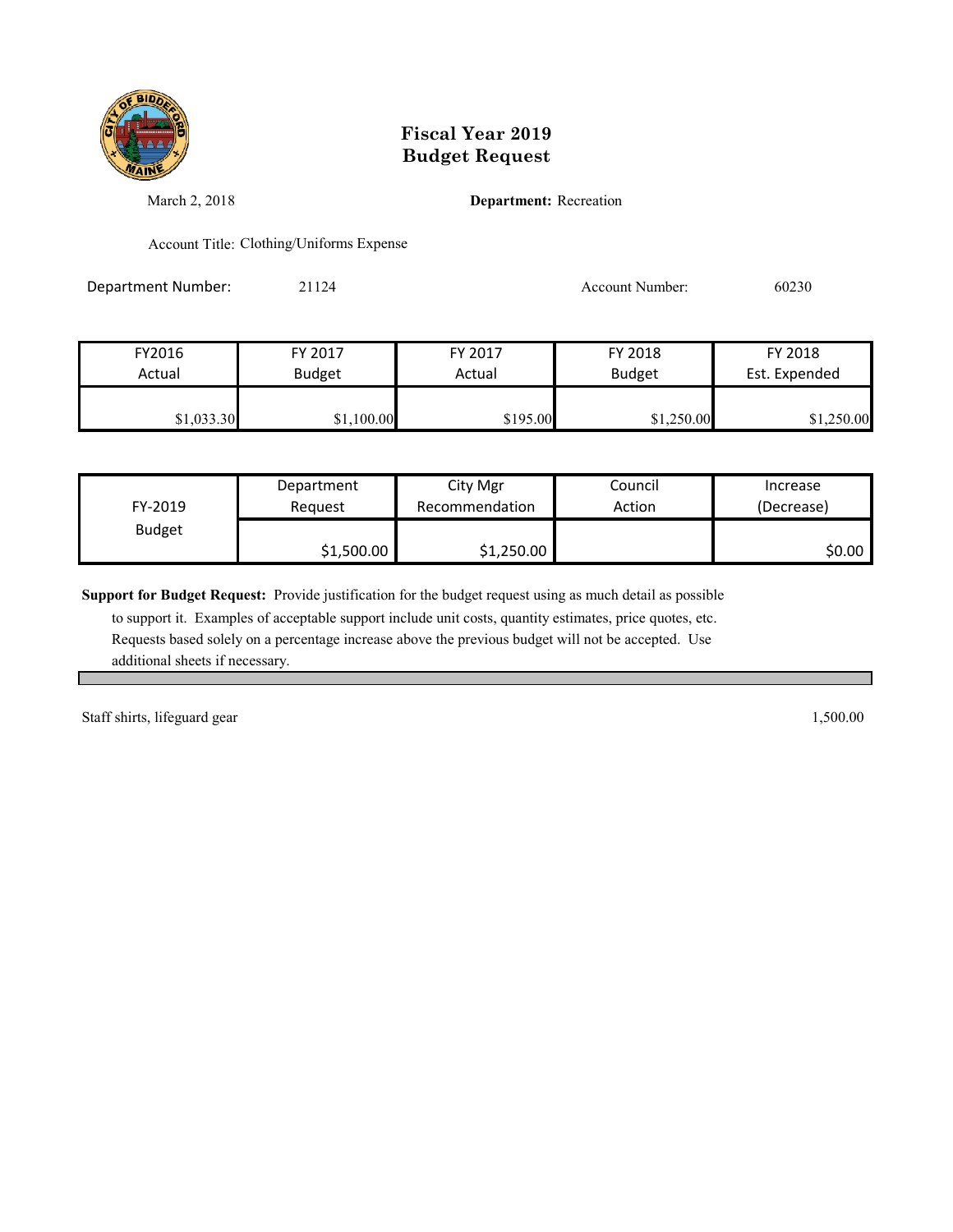# Fiscal Year 2019
# Budget Request

March 2, 2018

**Department:** Recreation

Account Title: Clothing/Uniforms Expense

Department Number: 21124

Account Number: 60230

| FY2016 Actual | FY 2017 Budget | FY 2017 Actual | FY 2018 Budget | FY 2018 Est. Expended |
|---|---|---|---|---|
| $1,033.30 | $1,100.00 | $195.00 | $1,250.00 | $1,250.00 |

| FY-2019 Budget | Department Request | City Mgr Recommendation | Council Action | Increase (Decrease) |
|---|---|---|---|---|
| | $1,500.00 | $1,250.00 | | $0.00 |

**Support for Budget Request:** Provide justification for the budget request using as much detail as possible to support it. Examples of acceptable support include unit costs, quantity estimates, price quotes, etc. Requests based solely on a percentage increase above the previous budget will not be accepted. Use additional sheets if necessary.

Staff shirts, lifeguard gear 1,500.00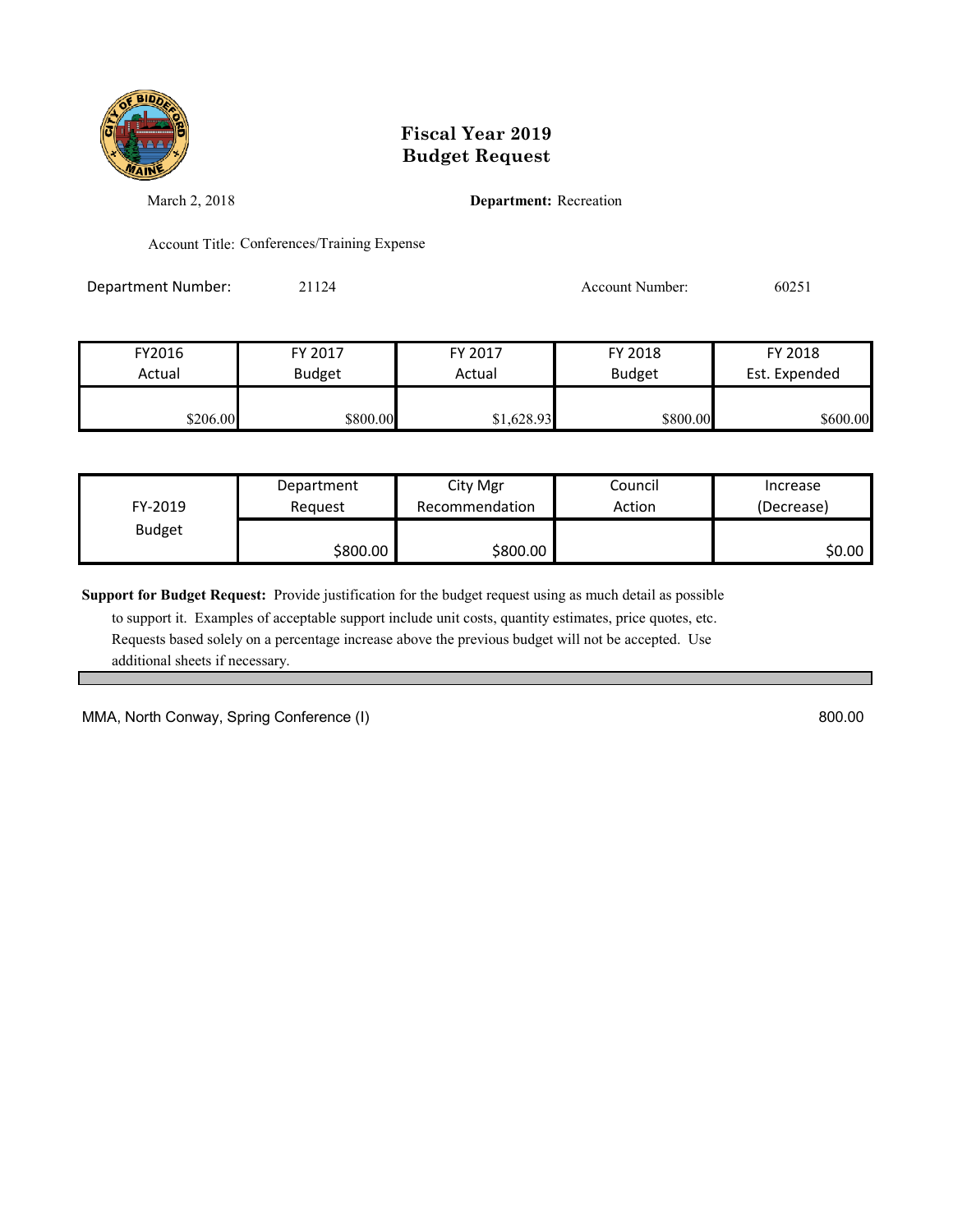# Fiscal Year 2019
# Budget Request

March 2, 2018

**Department:** Recreation

Account Title: Conferences/Training Expense

Department Number: 21124

Account Number: 60251

| FY2016 Actual | FY 2017 Budget | FY 2017 Actual | FY 2018 Budget | FY 2018 Est. Expended |
|---|---|---|---|---|
| $206.00 | $800.00 | $1,628.93 | $800.00 | $600.00 |

| FY-2019 Budget | Department Request | City Mgr Recommendation | Council Action | Increase (Decrease) |
|---|---|---|---|---|
| | $800.00 | $800.00 | | $0.00 |

**Support for Budget Request:** Provide justification for the budget request using as much detail as possible to support it. Examples of acceptable support include unit costs, quantity estimates, price quotes, etc. Requests based solely on a percentage increase above the previous budget will not be accepted. Use additional sheets if necessary.

MMA, North Conway, Spring Conference (I) 800.00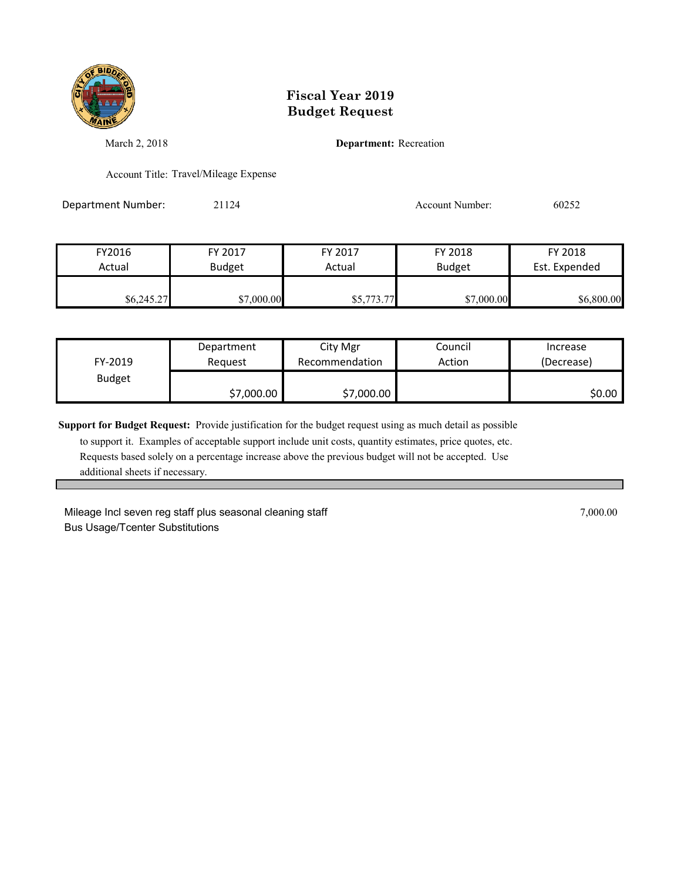# Fiscal Year 2019
# Budget Request

March 2, 2018

**Department:** Recreation

Account Title: Travel/Mileage Expense

Department Number: 21124

Account Number: 60252

| FY2016 Actual | FY 2017 Budget | FY 2017 Actual | FY 2018 Budget | FY 2018 Est. Expended |
|---|---|---|---|---|
| $6,245.27 | $7,000.00 | $5,773.77 | $7,000.00 | $6,800.00 |

| FY-2019 Budget | Department Request | City Mgr Recommendation | Council Action | Increase (Decrease) |
|---|---|---|---|---|
| | $7,000.00 | $7,000.00 | | $0.00 |

**Support for Budget Request:** Provide justification for the budget request using as much detail as possible to support it. Examples of acceptable support include unit costs, quantity estimates, price quotes, etc. Requests based solely on a percentage increase above the previous budget will not be accepted. Use additional sheets if necessary.

Mileage Incl seven reg staff plus seasonal cleaning staff 7,000.00
Bus Usage/Tcenter Substitutions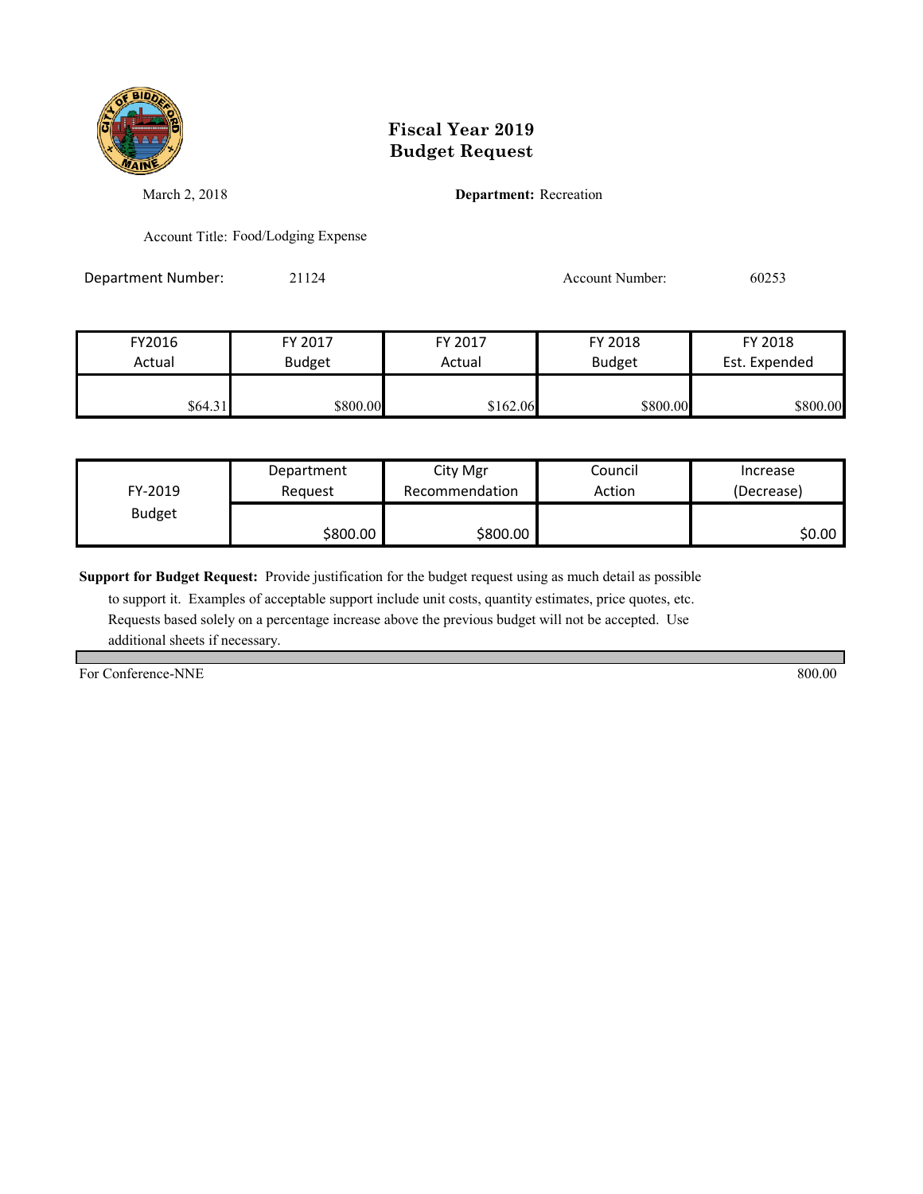# Fiscal Year 2019
# Budget Request

March 2, 2018

**Department:** Recreation

Account Title: Food/Lodging Expense

Department Number: 21124

Account Number: 60253

| FY2016 Actual | FY 2017 Budget | FY 2017 Actual | FY 2018 Budget | FY 2018 Est. Expended |
|---|---|---|---|---|
| $64.31 | $800.00 | $162.06 | $800.00 | $800.00 |

| FY-2019 Budget | Department Request | City Mgr Recommendation | Council Action | Increase (Decrease) |
|---|---|---|---|---|
| | $800.00 | $800.00 | | $0.00 |

**Support for Budget Request:** Provide justification for the budget request using as much detail as possible to support it. Examples of acceptable support include unit costs, quantity estimates, price quotes, etc. Requests based solely on a percentage increase above the previous budget will not be accepted. Use additional sheets if necessary.

| | |
|---|---|
| For Conference-NNE | 800.00 |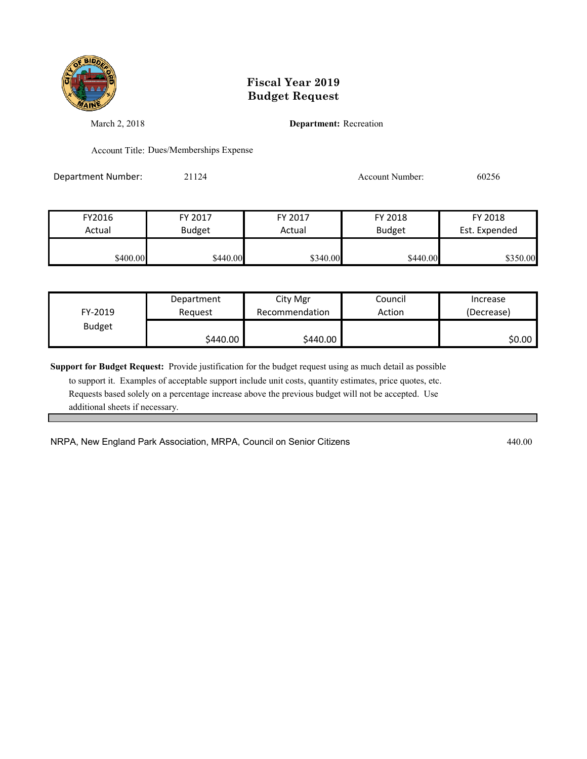# Fiscal Year 2019
# Budget Request

March 2, 2018

**Department:** Recreation

Account Title: Dues/Memberships Expense

Department Number: 21124

Account Number: 60256

| FY2016 Actual | FY 2017 Budget | FY 2017 Actual | FY 2018 Budget | FY 2018 Est. Expended |
|---|---|---|---|---|
| $400.00 | $440.00 | $340.00 | $440.00 | $350.00 |

| FY-2019 Budget | Department Request | City Mgr Recommendation | Council Action | Increase (Decrease) |
|---|---|---|---|---|
| | $440.00 | $440.00 | | $0.00 |

**Support for Budget Request:** Provide justification for the budget request using as much detail as possible to support it. Examples of acceptable support include unit costs, quantity estimates, price quotes, etc. Requests based solely on a percentage increase above the previous budget will not be accepted. Use additional sheets if necessary.

NRPA, New England Park Association, MRPA, Council on Senior Citizens 440.00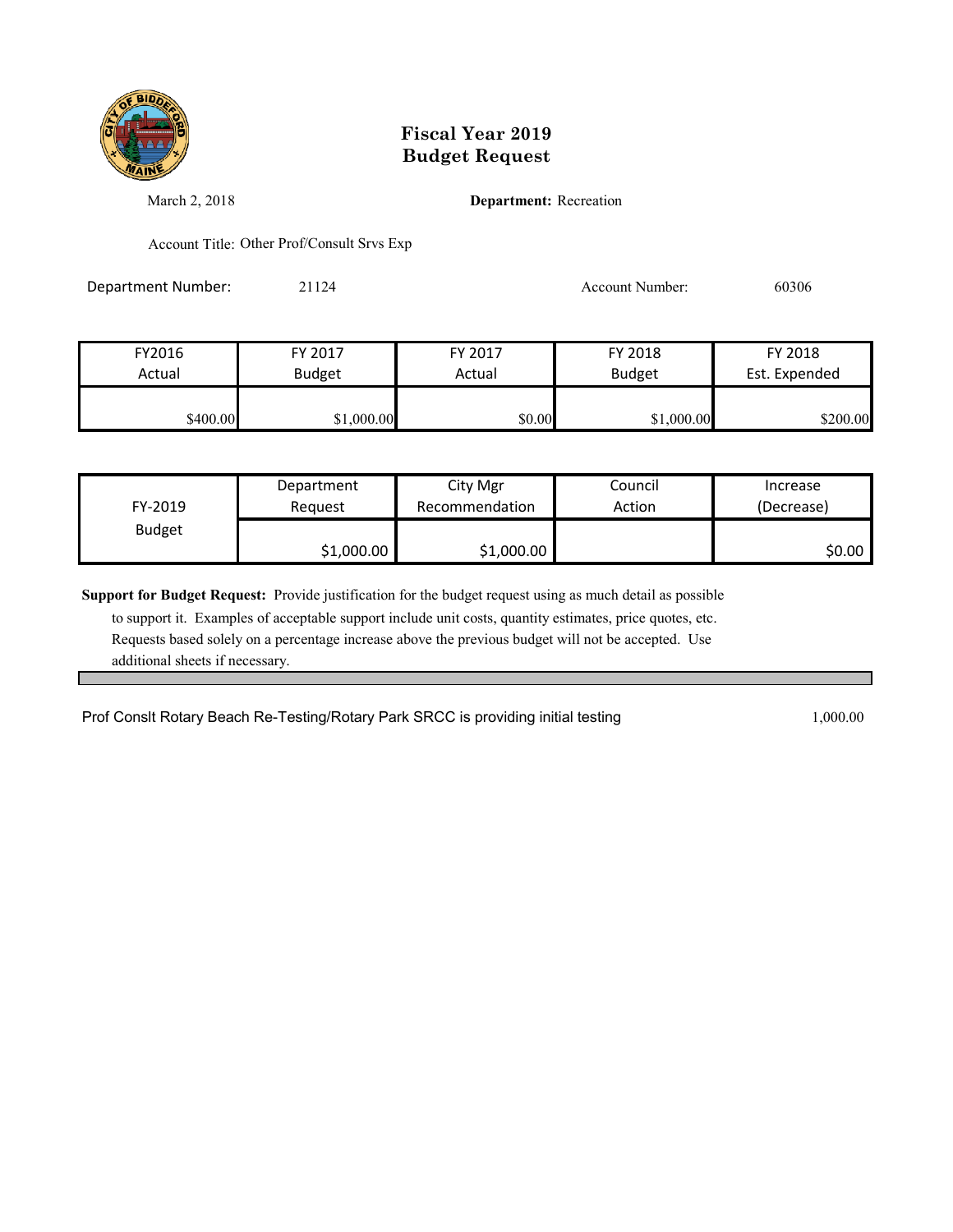# Fiscal Year 2019 Budget Request

March 2, 2018

**Department:** Recreation

Account Title: Other Prof/Consult Srvs Exp

Department Number: 21124

Account Number: 60306

| FY2016 Actual | FY 2017 Budget | FY 2017 Actual | FY 2018 Budget | FY 2018 Est. Expended |
|---|---|---|---|---|
| $400.00 | $1,000.00 | $0.00 | $1,000.00 | $200.00 |

| FY-2019 Budget | Department Request | City Mgr Recommendation | Council Action | Increase (Decrease) |
|---|---|---|---|---|
| | $1,000.00 | $1,000.00 | | $0.00 |

**Support for Budget Request:** Provide justification for the budget request using as much detail as possible to support it. Examples of acceptable support include unit costs, quantity estimates, price quotes, etc. Requests based solely on a percentage increase above the previous budget will not be accepted. Use additional sheets if necessary.

| | |
|---|---|
| Prof Conslt Rotary Beach Re-Testing/Rotary Park SRCC is providing initial testing | 1,000.00 |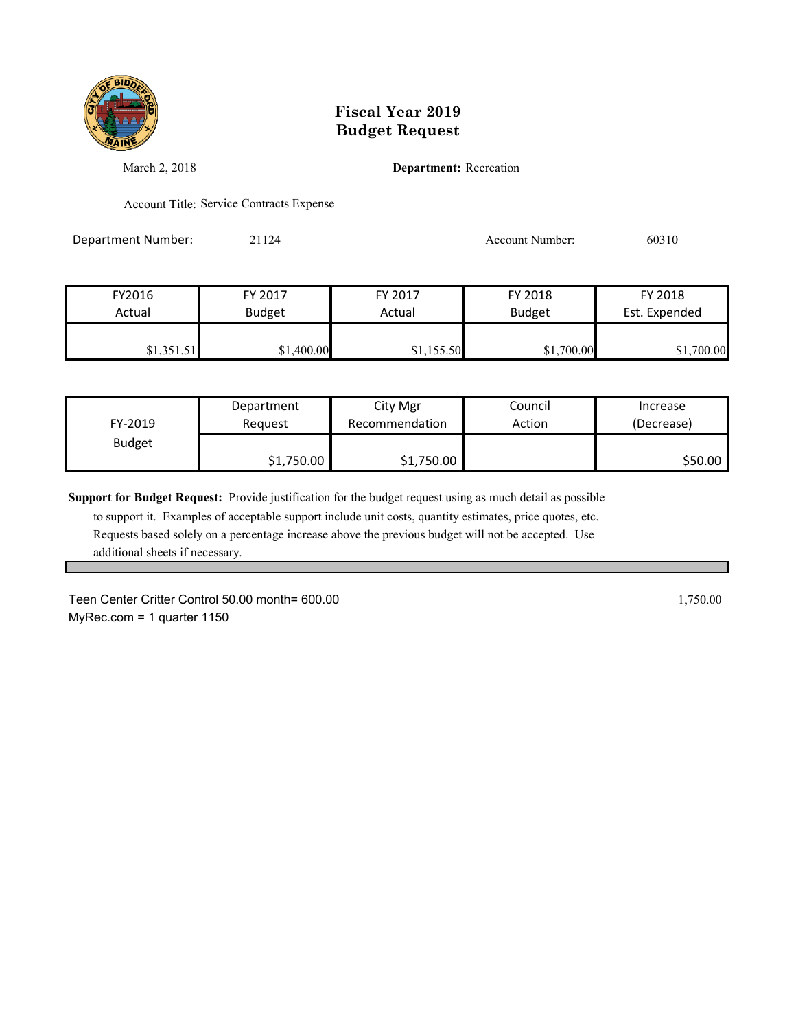# Fiscal Year 2019
# Budget Request

March 2, 2018

**Department:** Recreation

Account Title: Service Contracts Expense

Department Number: 21124

Account Number: 60310

| FY2016 Actual | FY 2017 Budget | FY 2017 Actual | FY 2018 Budget | FY 2018 Est. Expended |
|---|---|---|---|---|
| $1,351.51 | $1,400.00 | $1,155.50 | $1,700.00 | $1,700.00 |

| FY-2019 Budget | Department Request | City Mgr Recommendation | Council Action | Increase (Decrease) |
|---|---|---|---|---|
| | $1,750.00 | $1,750.00 | | $50.00 |

**Support for Budget Request:** Provide justification for the budget request using as much detail as possible to support it. Examples of acceptable support include unit costs, quantity estimates, price quotes, etc. Requests based solely on a percentage increase above the previous budget will not be accepted. Use additional sheets if necessary.

Teen Center Critter Control 50.00 month= 600.00 — 1,750.00

MyRec.com = 1 quarter 1150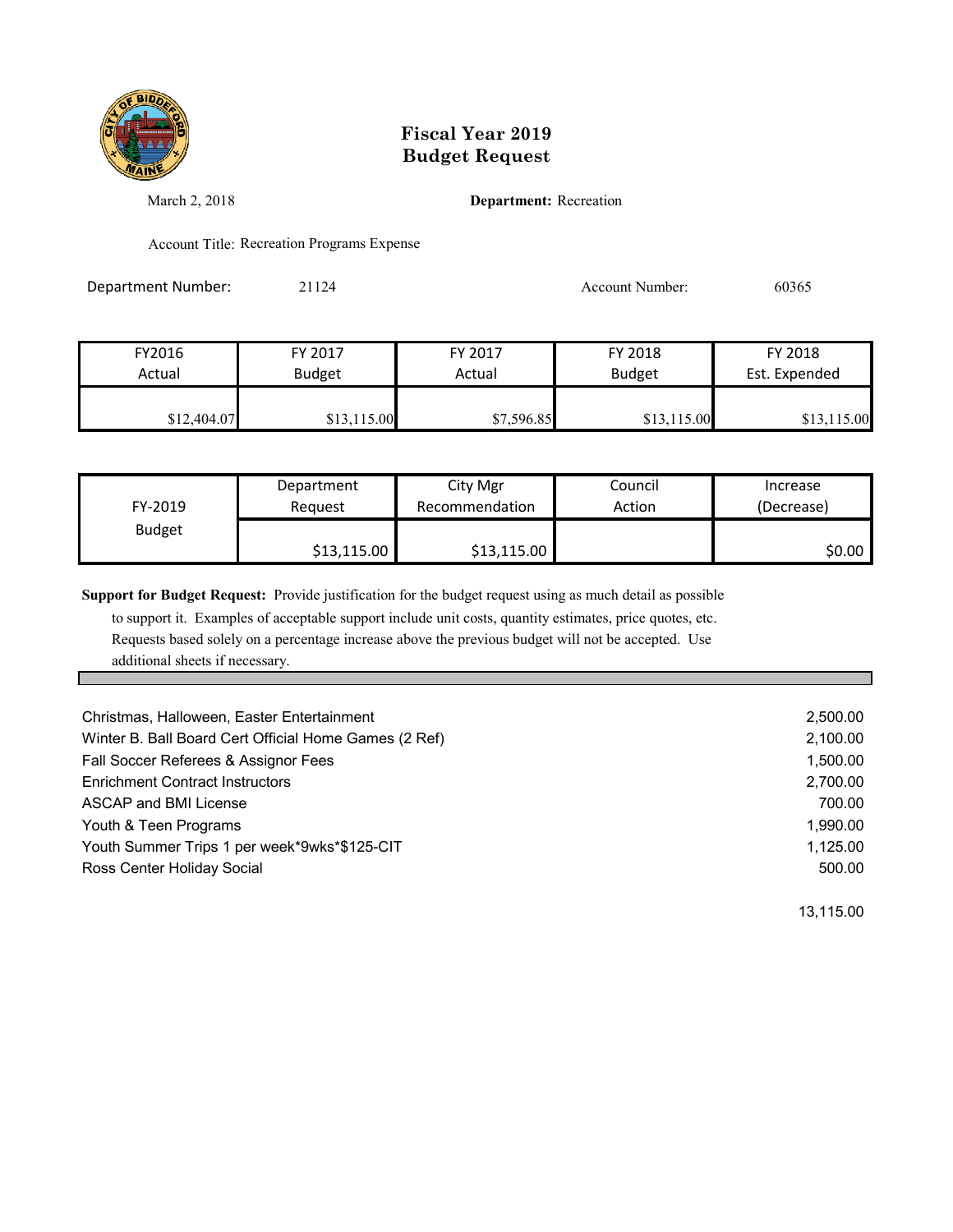# Fiscal Year 2019
# Budget Request

March 2, 2018

**Department:** Recreation

Account Title: Recreation Programs Expense

Department Number: 21124

Account Number: 60365

| FY2016 Actual | FY 2017 Budget | FY 2017 Actual | FY 2018 Budget | FY 2018 Est. Expended |
|---|---|---|---|---|
| $12,404.07 | $13,115.00 | $7,596.85 | $13,115.00 | $13,115.00 |

| FY-2019 Budget | Department Request | City Mgr Recommendation | Council Action | Increase (Decrease) |
|---|---|---|---|---|
| | $13,115.00 | $13,115.00 | | $0.00 |

**Support for Budget Request:** Provide justification for the budget request using as much detail as possible to support it. Examples of acceptable support include unit costs, quantity estimates, price quotes, etc. Requests based solely on a percentage increase above the previous budget will not be accepted. Use additional sheets if necessary.

| Item | Amount |
|---|---|
| Christmas, Halloween, Easter Entertainment | 2,500.00 |
| Winter B. Ball Board Cert Official Home Games (2 Ref) | 2,100.00 |
| Fall Soccer Referees & Assignor Fees | 1,500.00 |
| Enrichment Contract Instructors | 2,700.00 |
| ASCAP and BMI License | 700.00 |
| Youth & Teen Programs | 1,990.00 |
| Youth Summer Trips 1 per week*9wks*$125-CIT | 1,125.00 |
| Ross Center Holiday Social | 500.00 |
| | 13,115.00 |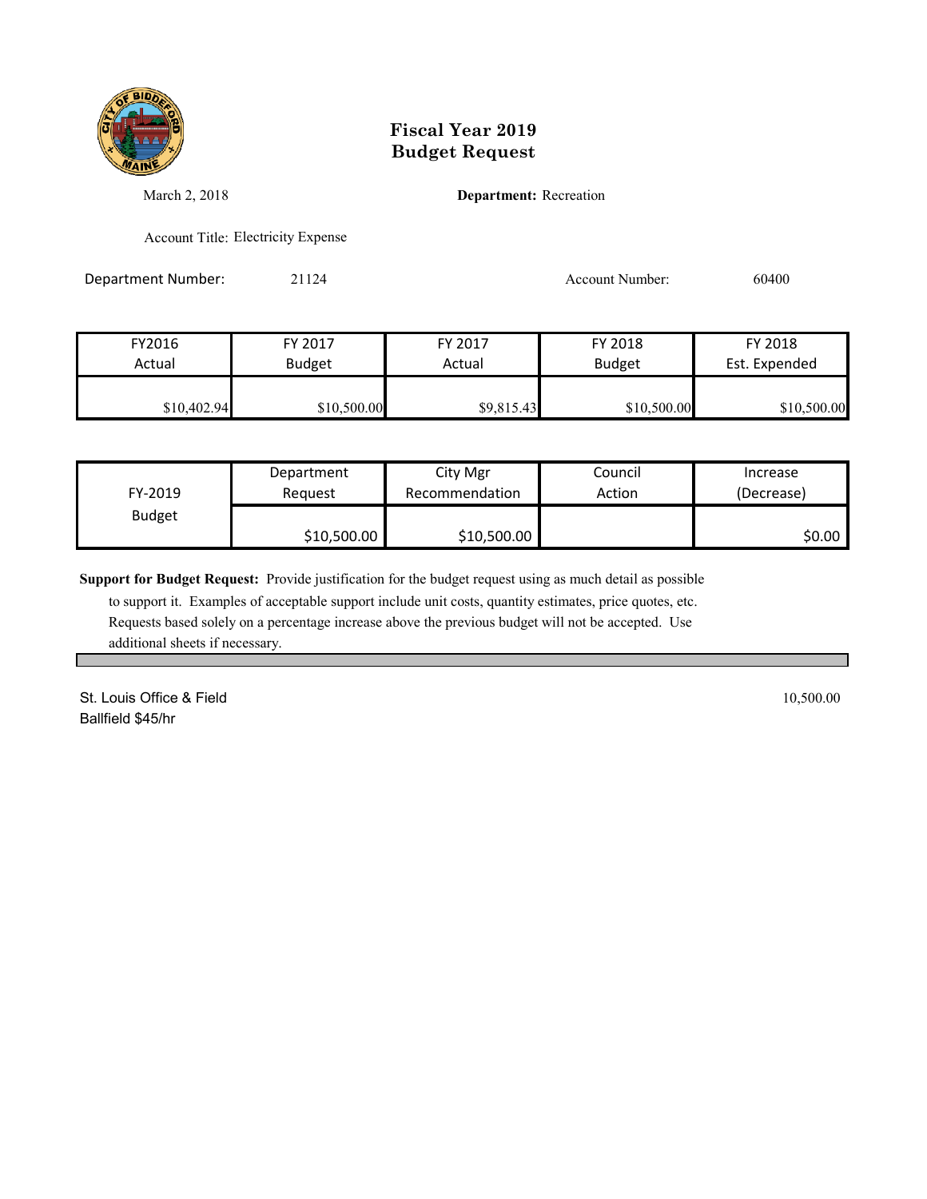# Fiscal Year 2019
# Budget Request

March 2, 2018

**Department:** Recreation

Account Title: Electricity Expense

Department Number: 21124

Account Number: 60400

| FY2016 Actual | FY 2017 Budget | FY 2017 Actual | FY 2018 Budget | FY 2018 Est. Expended |
|---|---|---|---|---|
| $10,402.94 | $10,500.00 | $9,815.43 | $10,500.00 | $10,500.00 |

| FY-2019 Budget | Department Request | City Mgr Recommendation | Council Action | Increase (Decrease) |
|---|---|---|---|---|
| | $10,500.00 | $10,500.00 | | $0.00 |

**Support for Budget Request:** Provide justification for the budget request using as much detail as possible to support it. Examples of acceptable support include unit costs, quantity estimates, price quotes, etc. Requests based solely on a percentage increase above the previous budget will not be accepted. Use additional sheets if necessary.

St. Louis Office & Field 10,500.00

Ballfield $45/hr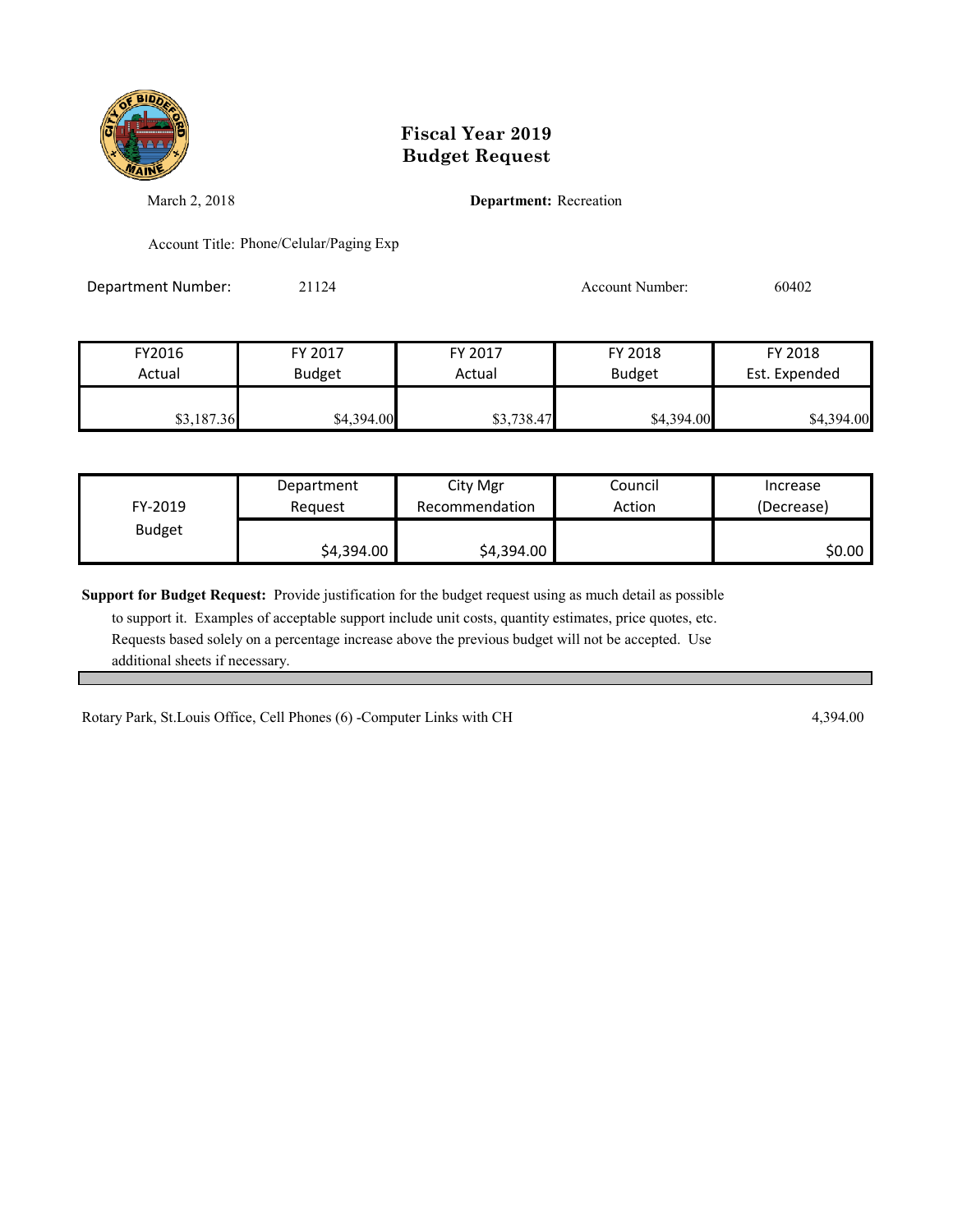# Fiscal Year 2019
# Budget Request

March 2, 2018

**Department:** Recreation

Account Title: Phone/Celular/Paging Exp

Department Number: 21124

Account Number: 60402

| FY2016 Actual | FY 2017 Budget | FY 2017 Actual | FY 2018 Budget | FY 2018 Est. Expended |
|---|---|---|---|---|
| $3,187.36 | $4,394.00 | $3,738.47 | $4,394.00 | $4,394.00 |

| FY-2019 Budget | Department Request | City Mgr Recommendation | Council Action | Increase (Decrease) |
|---|---|---|---|---|
| | $4,394.00 | $4,394.00 | | $0.00 |

**Support for Budget Request:** Provide justification for the budget request using as much detail as possible to support it. Examples of acceptable support include unit costs, quantity estimates, price quotes, etc. Requests based solely on a percentage increase above the previous budget will not be accepted. Use additional sheets if necessary.

Rotary Park, St.Louis Office, Cell Phones (6) -Computer Links with CH 4,394.00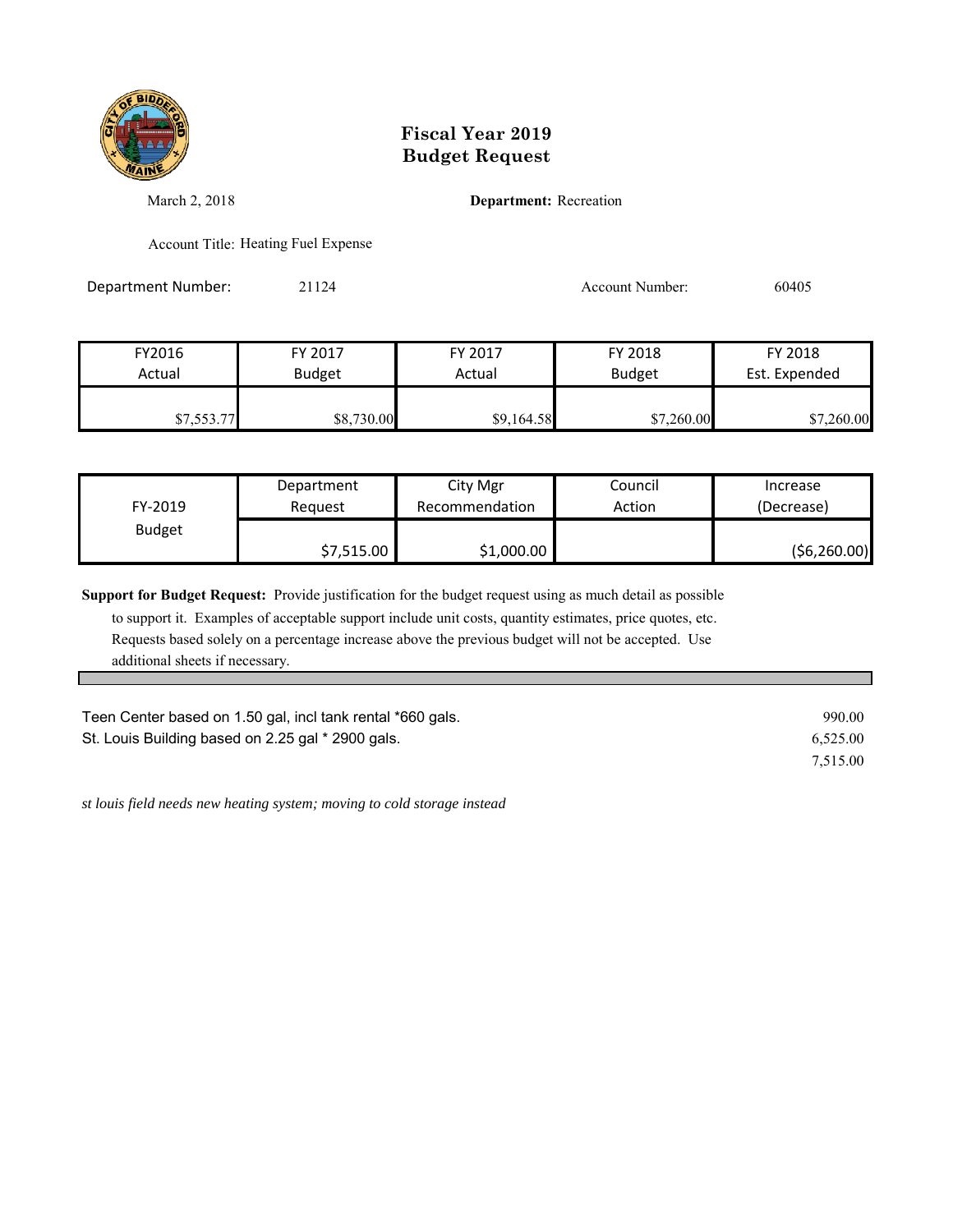# Fiscal Year 2019
# Budget Request

March 2, 2018

**Department:** Recreation

Account Title: Heating Fuel Expense

Department Number: 21124

Account Number: 60405

| FY2016 Actual | FY 2017 Budget | FY 2017 Actual | FY 2018 Budget | FY 2018 Est. Expended |
|---|---|---|---|---|
| $7,553.77 | $8,730.00 | $9,164.58 | $7,260.00 | $7,260.00 |

| FY-2019 Budget | Department Request | City Mgr Recommendation | Council Action | Increase (Decrease) |
|---|---|---|---|---|
| | $7,515.00 | $1,000.00 | | ($6,260.00) |

**Support for Budget Request:** Provide justification for the budget request using as much detail as possible to support it. Examples of acceptable support include unit costs, quantity estimates, price quotes, etc. Requests based solely on a percentage increase above the previous budget will not be accepted. Use additional sheets if necessary.

| | |
|---|---|
| Teen Center based on 1.50 gal, incl tank rental *660 gals. | 990.00 |
| St. Louis Building based on 2.25 gal * 2900 gals. | 6,525.00 |
| | 7,515.00 |

*st louis field needs new heating system; moving to cold storage instead*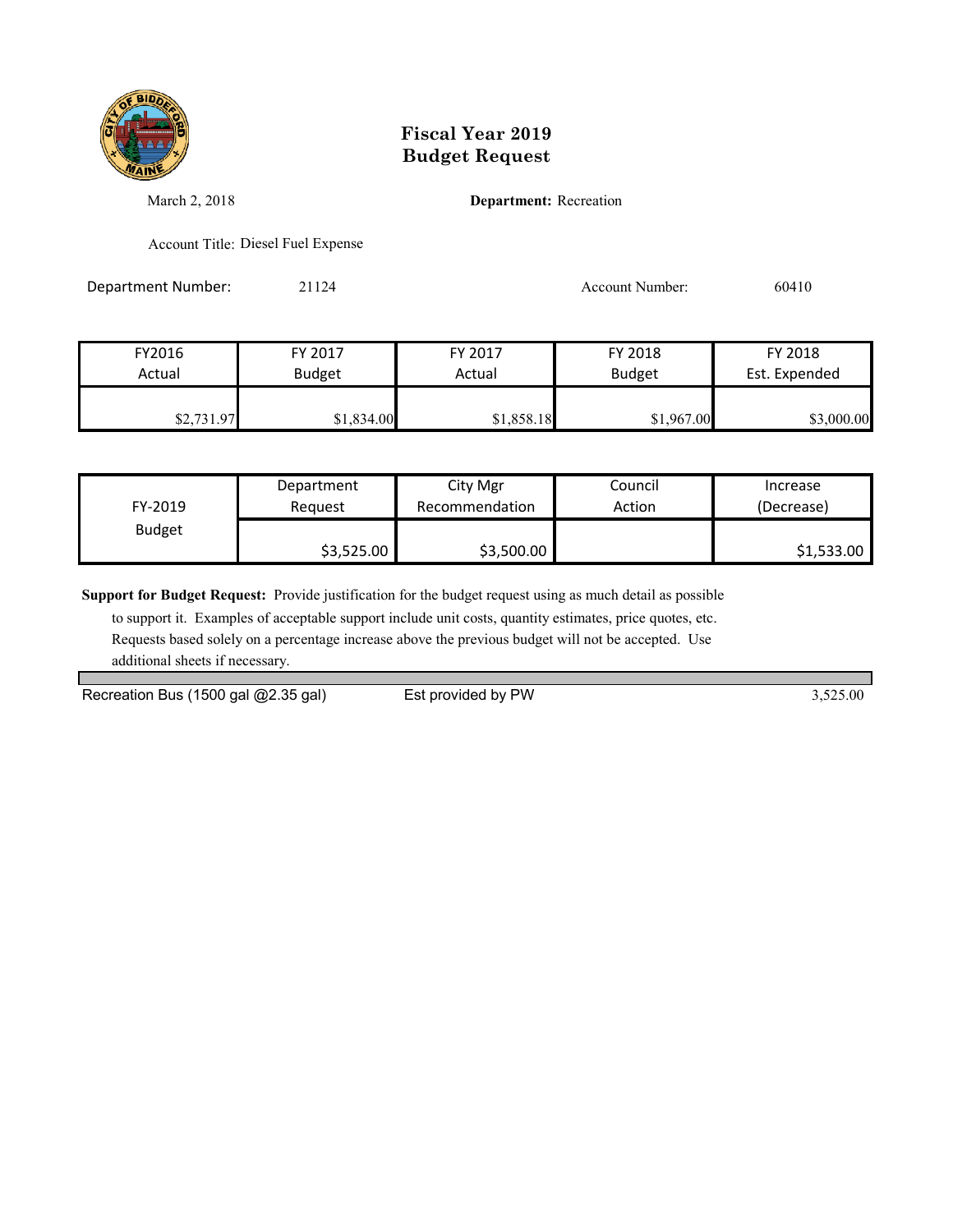# Fiscal Year 2019
# Budget Request

March 2, 2018

**Department:** Recreation

Account Title: Diesel Fuel Expense

Department Number: 21124

Account Number: 60410

| FY2016 Actual | FY 2017 Budget | FY 2017 Actual | FY 2018 Budget | FY 2018 Est. Expended |
|---|---|---|---|---|
| $2,731.97 | $1,834.00 | $1,858.18 | $1,967.00 | $3,000.00 |

| FY-2019 Budget | Department Request | City Mgr Recommendation | Council Action | Increase (Decrease) |
|---|---|---|---|---|
| | $3,525.00 | $3,500.00 | | $1,533.00 |

**Support for Budget Request:** Provide justification for the budget request using as much detail as possible to support it. Examples of acceptable support include unit costs, quantity estimates, price quotes, etc. Requests based solely on a percentage increase above the previous budget will not be accepted. Use additional sheets if necessary.

| | | |
|---|---|---|
| Recreation Bus (1500 gal @2.35 gal) | Est provided by PW | 3,525.00 |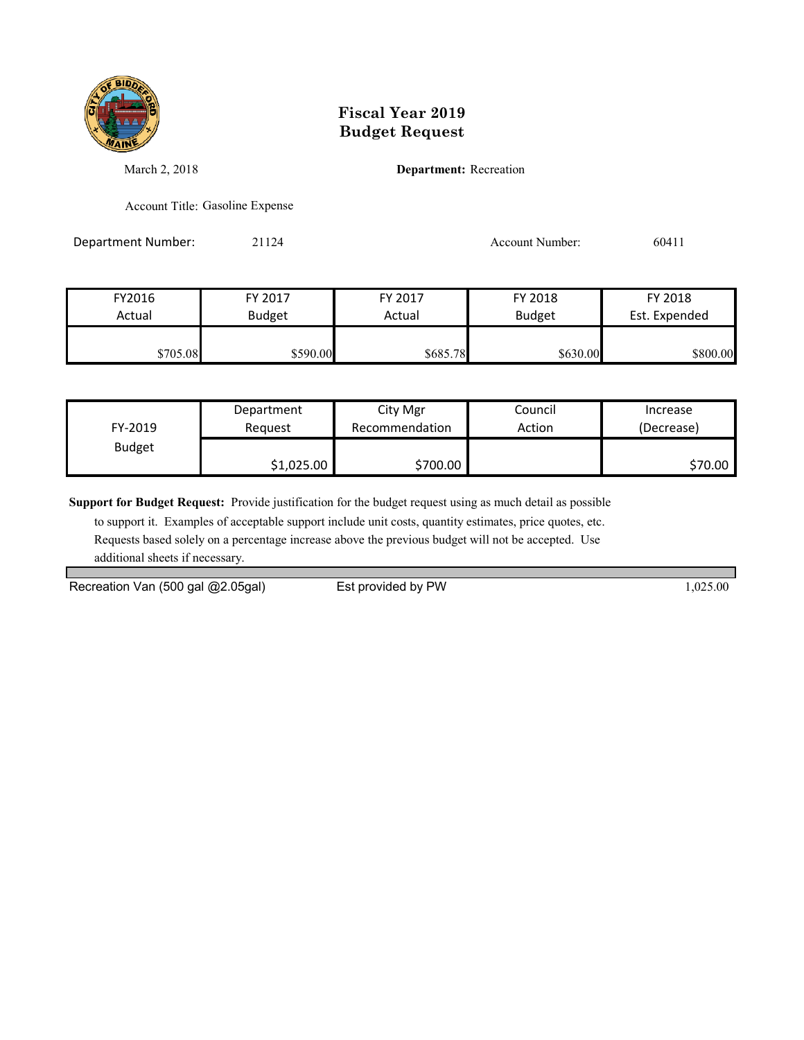# Fiscal Year 2019 Budget Request

March 2, 2018

**Department:** Recreation

Account Title: Gasoline Expense

Department Number: 21124

Account Number: 60411

| FY2016 Actual | FY 2017 Budget | FY 2017 Actual | FY 2018 Budget | FY 2018 Est. Expended |
|---|---|---|---|---|
| $705.08 | $590.00 | $685.78 | $630.00 | $800.00 |

| FY-2019 Budget | Department Request | City Mgr Recommendation | Council Action | Increase (Decrease) |
|---|---|---|---|---|
| | $1,025.00 | $700.00 | | $70.00 |

**Support for Budget Request:** Provide justification for the budget request using as much detail as possible to support it. Examples of acceptable support include unit costs, quantity estimates, price quotes, etc. Requests based solely on a percentage increase above the previous budget will not be accepted. Use additional sheets if necessary.

| | | |
|---|---|---|
| Recreation Van (500 gal @2.05gal) | Est provided by PW | 1,025.00 |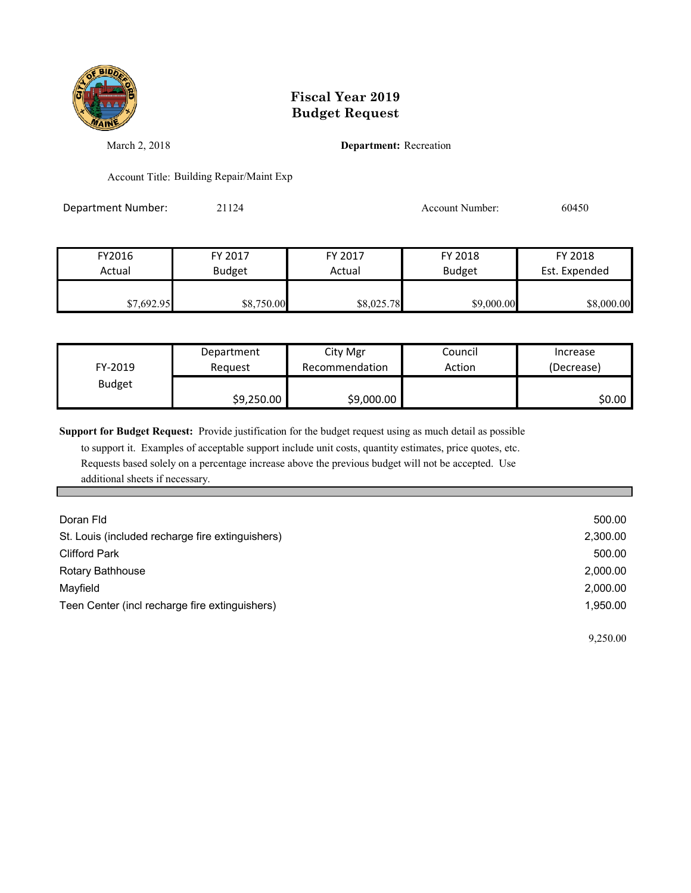# Fiscal Year 2019
# Budget Request

March 2, 2018

**Department:** Recreation

Account Title: Building Repair/Maint Exp

Department Number: 21124

Account Number: 60450

| FY2016 Actual | FY 2017 Budget | FY 2017 Actual | FY 2018 Budget | FY 2018 Est. Expended |
|---|---|---|---|---|
| $7,692.95 | $8,750.00 | $8,025.78 | $9,000.00 | $8,000.00 |

| FY-2019 Budget | Department Request | City Mgr Recommendation | Council Action | Increase (Decrease) |
|---|---|---|---|---|
| | $9,250.00 | $9,000.00 | | $0.00 |

**Support for Budget Request:** Provide justification for the budget request using as much detail as possible to support it. Examples of acceptable support include unit costs, quantity estimates, price quotes, etc. Requests based solely on a percentage increase above the previous budget will not be accepted. Use additional sheets if necessary.

| | |
|---|---|
| Doran Fld | 500.00 |
| St. Louis (included recharge fire extinguishers) | 2,300.00 |
| Clifford Park | 500.00 |
| Rotary Bathhouse | 2,000.00 |
| Mayfield | 2,000.00 |
| Teen Center (incl recharge fire extinguishers) | 1,950.00 |
| | 9,250.00 |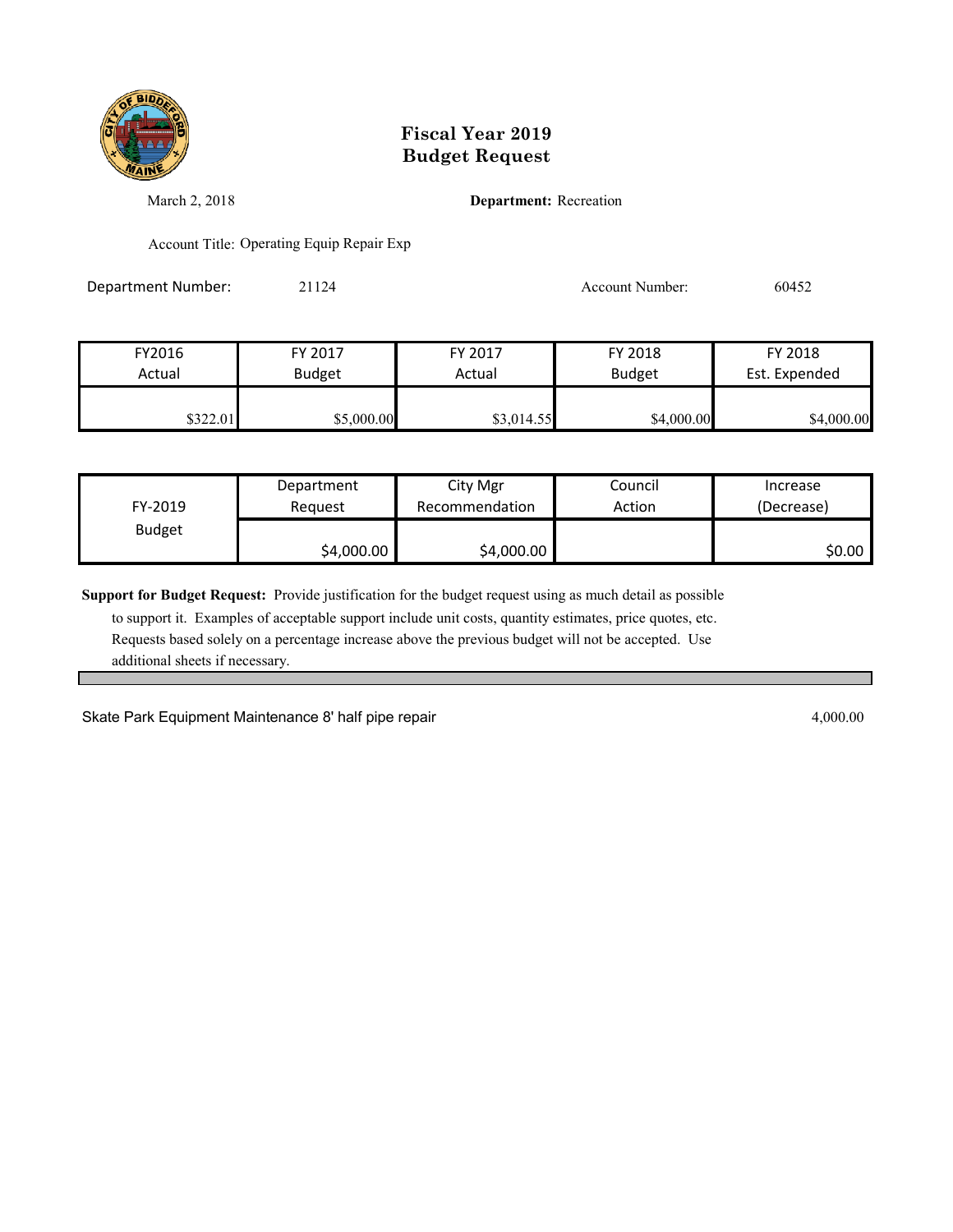# Fiscal Year 2019
# Budget Request

March 2, 2018

**Department:** Recreation

Account Title: Operating Equip Repair Exp

Department Number: 21124

Account Number: 60452

| FY2016 Actual | FY 2017 Budget | FY 2017 Actual | FY 2018 Budget | FY 2018 Est. Expended |
|---|---|---|---|---|
| $322.01 | $5,000.00 | $3,014.55 | $4,000.00 | $4,000.00 |

| FY-2019 Budget | Department Request | City Mgr Recommendation | Council Action | Increase (Decrease) |
|---|---|---|---|---|
| | $4,000.00 | $4,000.00 | | $0.00 |

**Support for Budget Request:** Provide justification for the budget request using as much detail as possible to support it. Examples of acceptable support include unit costs, quantity estimates, price quotes, etc. Requests based solely on a percentage increase above the previous budget will not be accepted. Use additional sheets if necessary.

Skate Park Equipment Maintenance 8' half pipe repair 4,000.00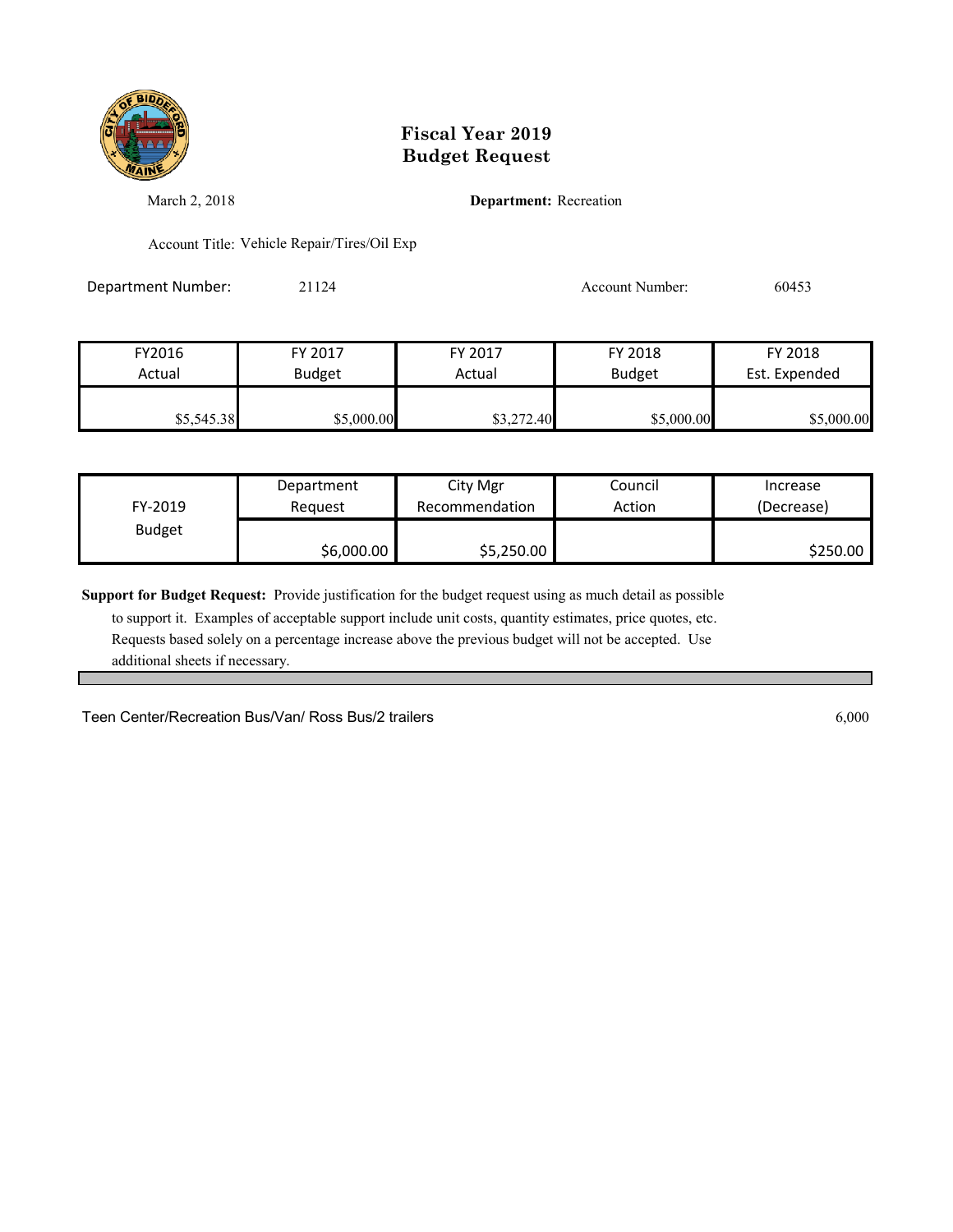# Fiscal Year 2019
# Budget Request

March 2, 2018

**Department:** Recreation

Account Title: Vehicle Repair/Tires/Oil Exp

Department Number: 21124

Account Number: 60453

| FY2016 Actual | FY 2017 Budget | FY 2017 Actual | FY 2018 Budget | FY 2018 Est. Expended |
|---|---|---|---|---|
| $5,545.38 | $5,000.00 | $3,272.40 | $5,000.00 | $5,000.00 |

| FY-2019 Budget | Department Request | City Mgr Recommendation | Council Action | Increase (Decrease) |
|---|---|---|---|---|
| | $6,000.00 | $5,250.00 | | $250.00 |

**Support for Budget Request:** Provide justification for the budget request using as much detail as possible to support it. Examples of acceptable support include unit costs, quantity estimates, price quotes, etc. Requests based solely on a percentage increase above the previous budget will not be accepted. Use additional sheets if necessary.

| | |
|---|---|
| Teen Center/Recreation Bus/Van/ Ross Bus/2 trailers | 6,000 |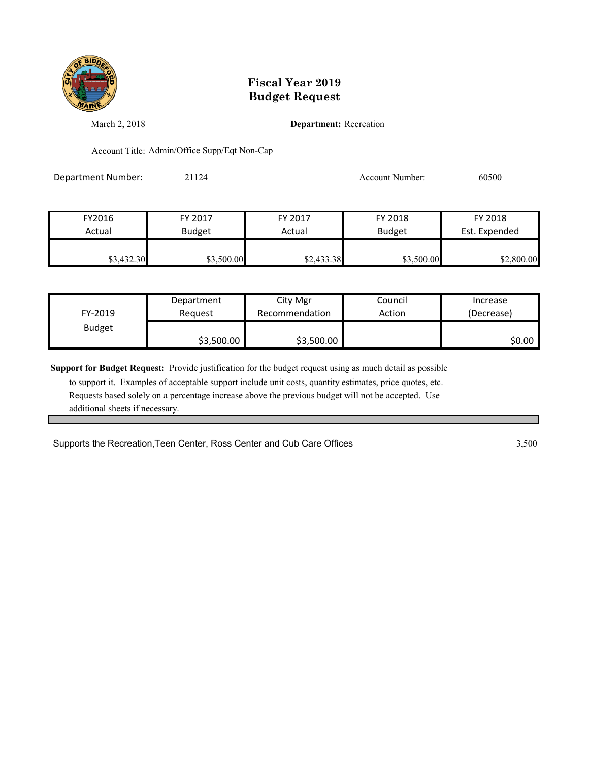# Fiscal Year 2019
# Budget Request

March 2, 2018

**Department:** Recreation

Account Title: Admin/Office Supp/Eqt Non-Cap

Department Number: 21124

Account Number: 60500

| FY2016 Actual | FY 2017 Budget | FY 2017 Actual | FY 2018 Budget | FY 2018 Est. Expended |
|---|---|---|---|---|
| $3,432.30 | $3,500.00 | $2,433.38 | $3,500.00 | $2,800.00 |

| FY-2019 Budget | Department Request | City Mgr Recommendation | Council Action | Increase (Decrease) |
|---|---|---|---|---|
| | $3,500.00 | $3,500.00 | | $0.00 |

**Support for Budget Request:** Provide justification for the budget request using as much detail as possible to support it. Examples of acceptable support include unit costs, quantity estimates, price quotes, etc. Requests based solely on a percentage increase above the previous budget will not be accepted. Use additional sheets if necessary.

Supports the Recreation,Teen Center, Ross Center and Cub Care Offices 3,500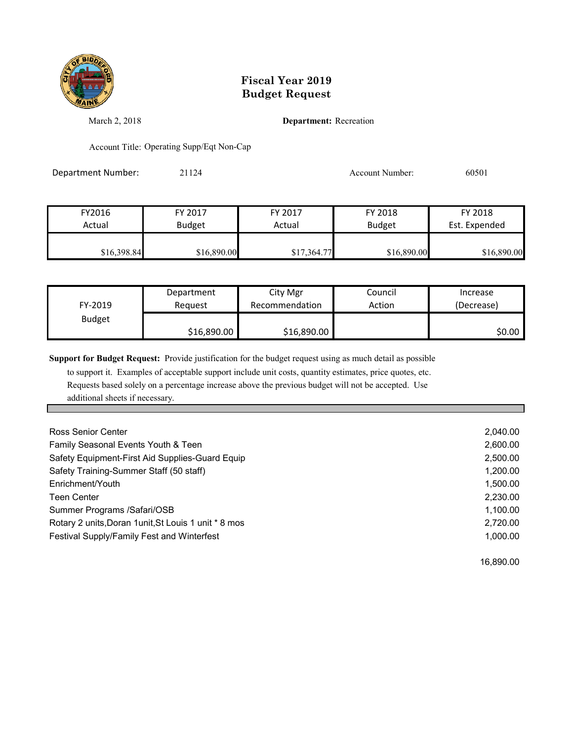# Fiscal Year 2019
# Budget Request

March 2, 2018

**Department:** Recreation

Account Title: Operating Supp/Eqt Non-Cap

Department Number: 21124

Account Number: 60501

| FY2016 Actual | FY 2017 Budget | FY 2017 Actual | FY 2018 Budget | FY 2018 Est. Expended |
|---|---|---|---|---|
| $16,398.84 | $16,890.00 | $17,364.77 | $16,890.00 | $16,890.00 |

| FY-2019 Budget | Department Request | City Mgr Recommendation | Council Action | Increase (Decrease) |
|---|---|---|---|---|
| | $16,890.00 | $16,890.00 | | $0.00 |

**Support for Budget Request:** Provide justification for the budget request using as much detail as possible to support it. Examples of acceptable support include unit costs, quantity estimates, price quotes, etc. Requests based solely on a percentage increase above the previous budget will not be accepted. Use additional sheets if necessary.

| | |
|---|---|
| Ross Senior Center | 2,040.00 |
| Family Seasonal Events Youth & Teen | 2,600.00 |
| Safety Equipment-First Aid Supplies-Guard Equip | 2,500.00 |
| Safety Training-Summer Staff (50 staff) | 1,200.00 |
| Enrichment/Youth | 1,500.00 |
| Teen Center | 2,230.00 |
| Summer Programs /Safari/OSB | 1,100.00 |
| Rotary 2 units,Doran 1unit,St Louis 1 unit * 8 mos | 2,720.00 |
| Festival Supply/Family Fest and Winterfest | 1,000.00 |
| | 16,890.00 |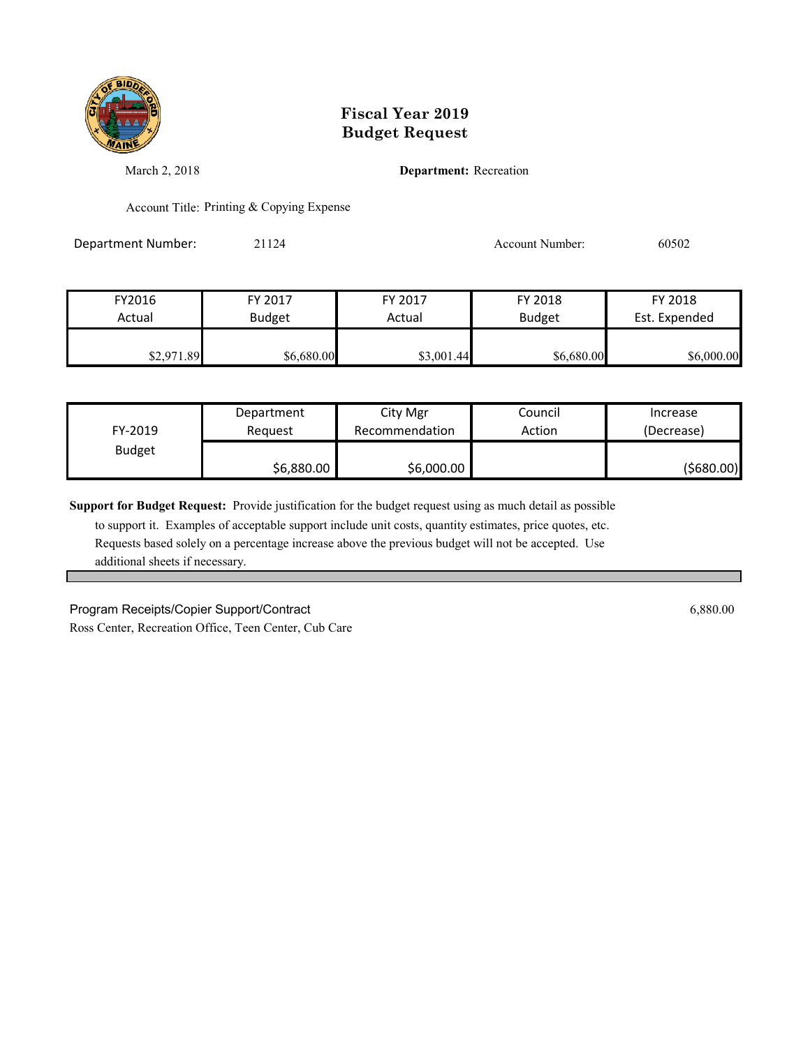# Fiscal Year 2019
# Budget Request

March 2, 2018

**Department:** Recreation

Account Title: Printing & Copying Expense

Department Number: 21124

Account Number: 60502

| FY2016 Actual | FY 2017 Budget | FY 2017 Actual | FY 2018 Budget | FY 2018 Est. Expended |
|---|---|---|---|---|
| $2,971.89 | $6,680.00 | $3,001.44 | $6,680.00 | $6,000.00 |

| FY-2019 Budget | Department Request | City Mgr Recommendation | Council Action | Increase (Decrease) |
|---|---|---|---|---|
| | $6,880.00 | $6,000.00 | | ($680.00) |

**Support for Budget Request:** Provide justification for the budget request using as much detail as possible to support it. Examples of acceptable support include unit costs, quantity estimates, price quotes, etc. Requests based solely on a percentage increase above the previous budget will not be accepted. Use additional sheets if necessary.

Program Receipts/Copier Support/Contract 6,880.00
Ross Center, Recreation Office, Teen Center, Cub Care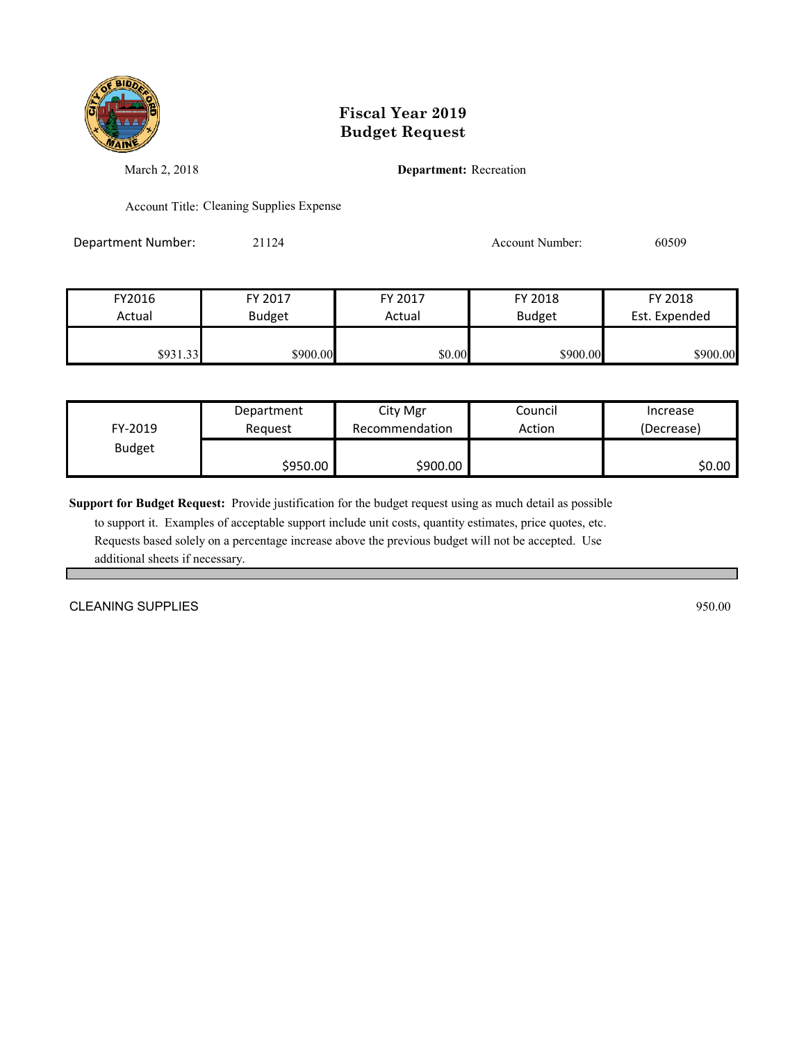# Fiscal Year 2019
# Budget Request

March 2, 2018

**Department:** Recreation

Account Title: Cleaning Supplies Expense

Department Number: 21124

Account Number: 60509

| FY2016 Actual | FY 2017 Budget | FY 2017 Actual | FY 2018 Budget | FY 2018 Est. Expended |
|---|---|---|---|---|
| $931.33 | $900.00 | $0.00 | $900.00 | $900.00 |

| FY-2019 Budget | Department Request | City Mgr Recommendation | Council Action | Increase (Decrease) |
|---|---|---|---|---|
| | $950.00 | $900.00 | | $0.00 |

**Support for Budget Request:** Provide justification for the budget request using as much detail as possible to support it. Examples of acceptable support include unit costs, quantity estimates, price quotes, etc. Requests based solely on a percentage increase above the previous budget will not be accepted. Use additional sheets if necessary.

| | |
|---|---|
| CLEANING SUPPLIES | 950.00 |